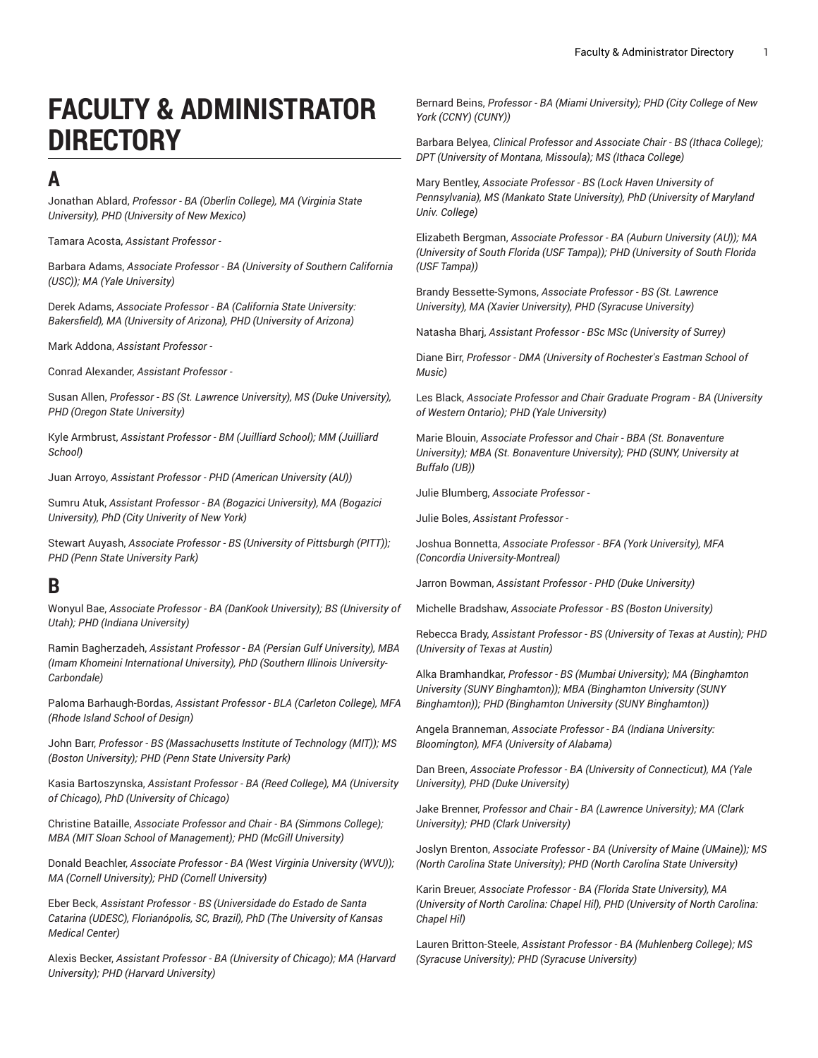# FACULTY & ADMINISTRATOR DIRECTORY

## A

Jonathan Ablard, *Professor - BA (Oberlin College), MA (Virginia State University), PHD (University of New Mexico)*

Tamara Acosta, *Assistant Professor -*

Barbara Adams, *Associate Professor - BA (University of Southern California (USC)); MA (Yale University)*

Derek Adams, *Associate Professor - BA (California State University: Bakersfield), MA (University of Arizona), PHD (University of Arizona)*

Mark Addona, *Assistant Professor -*

Conrad Alexander, *Assistant Professor -*

Susan Allen, *Professor - BS (St. Lawrence University), MS (Duke University), PHD (Oregon State University)*

Kyle Armbrust, *Assistant Professor - BM (Juilliard School); MM (Juilliard School)*

Juan Arroyo, *Assistant Professor - PHD (American University (AU))*

Sumru Atuk, *Assistant Professor - BA (Bogazici University), MA (Bogazici University), PhD (City Univerity of New York)*

Stewart Auyash, *Associate Professor - BS (University of Pittsburgh (PITT)); PHD (Penn State University Park)*

## B

Wonyul Bae, *Associate Professor - BA (DanKook University); BS (University of Utah); PHD (Indiana University)*

Ramin Bagherzadeh, *Assistant Professor - BA (Persian Gulf University), MBA (Imam Khomeini International University), PhD (Southern Illinois University-Carbondale)*

Paloma Barhaugh-Bordas, *Assistant Professor - BLA (Carleton College), MFA (Rhode Island School of Design)*

John Barr, *Professor - BS (Massachusetts Institute of Technology (MIT)); MS (Boston University); PHD (Penn State University Park)*

Kasia Bartoszynska, *Assistant Professor - BA (Reed College), MA (University of Chicago), PhD (University of Chicago)*

Christine Bataille, *Associate Professor and Chair - BA (Simmons College); MBA (MIT Sloan School of Management); PHD (McGill University)*

Donald Beachler, *Associate Professor - BA (West Virginia University (WVU)); MA (Cornell University); PHD (Cornell University)*

Eber Beck, *Assistant Professor - BS (Universidade do Estado de Santa Catarina (UDESC), Florianópolis, SC, Brazil), PhD (The University of Kansas Medical Center)*

Alexis Becker, *Assistant Professor - BA (University of Chicago); MA (Harvard University); PHD (Harvard University)*

Bernard Beins, *Professor - BA (Miami University); PHD (City College of New York (CCNY) (CUNY))*

Barbara Belyea, *Clinical Professor and Associate Chair - BS (Ithaca College); DPT (University of Montana, Missoula); MS (Ithaca College)*

Mary Bentley, *Associate Professor - BS (Lock Haven University of Pennsylvania), MS (Mankato State University), PhD (University of Maryland Univ. College)*

Elizabeth Bergman, *Associate Professor - BA (Auburn University (AU)); MA (University of South Florida (USF Tampa)); PHD (University of South Florida (USF Tampa))*

Brandy Bessette-Symons, *Associate Professor - BS (St. Lawrence University), MA (Xavier University), PHD (Syracuse University)*

Natasha Bharj, *Assistant Professor - BSc MSc (University of Surrey)*

Diane Birr, *Professor - DMA (University of Rochester's Eastman School of Music)*

Les Black, *Associate Professor and Chair Graduate Program - BA (University of Western Ontario); PHD (Yale University)*

Marie Blouin, *Associate Professor and Chair - BBA (St. Bonaventure University); MBA (St. Bonaventure University); PHD (SUNY, University at Buffalo (UB))*

Julie Blumberg, *Associate Professor -*

Julie Boles, *Assistant Professor -*

Joshua Bonnetta, *Associate Professor - BFA (York University), MFA (Concordia University-Montreal)*

Jarron Bowman, *Assistant Professor - PHD (Duke University)*

Michelle Bradshaw, *Associate Professor - BS (Boston University)*

Rebecca Brady, *Assistant Professor - BS (University of Texas at Austin); PHD (University of Texas at Austin)*

Alka Bramhandkar, *Professor - BS (Mumbai University); MA (Binghamton University (SUNY Binghamton)); MBA (Binghamton University (SUNY Binghamton)); PHD (Binghamton University (SUNY Binghamton))*

Angela Branneman, *Associate Professor - BA (Indiana University: Bloomington), MFA (University of Alabama)*

Dan Breen, *Associate Professor - BA (University of Connecticut), MA (Yale University), PHD (Duke University)*

Jake Brenner, *Professor and Chair - BA (Lawrence University); MA (Clark University); PHD (Clark University)*

Joslyn Brenton, *Associate Professor - BA (University of Maine (UMaine)); MS (North Carolina State University); PHD (North Carolina State University)*

Karin Breuer, *Associate Professor - BA (Florida State University), MA (University of North Carolina: Chapel Hil), PHD (University of North Carolina: Chapel Hil)*

Lauren Britton-Steele, *Assistant Professor - BA (Muhlenberg College); MS (Syracuse University); PHD (Syracuse University)*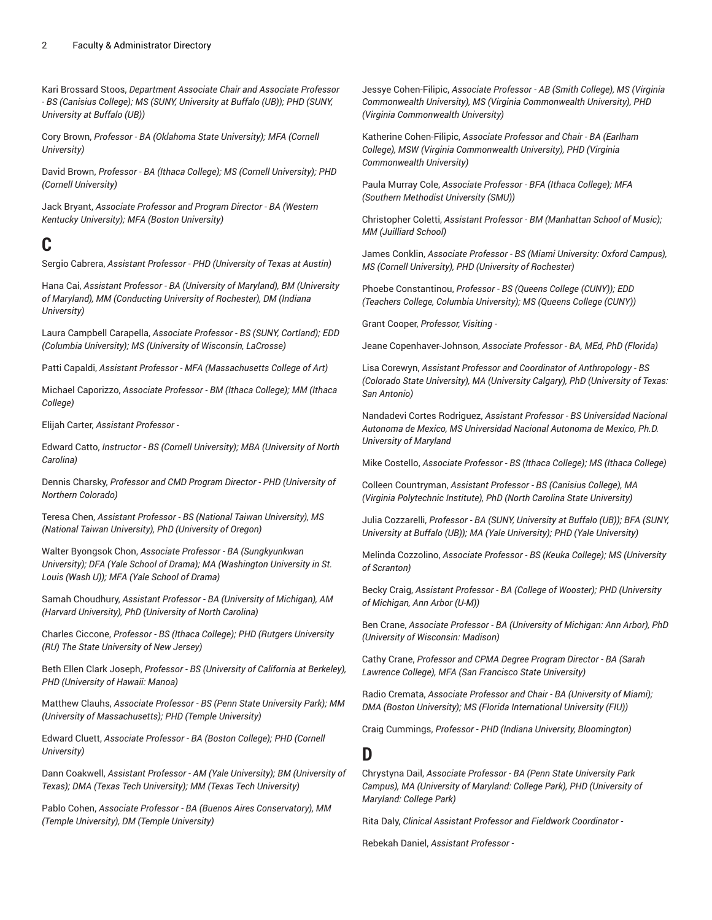Kari Brossard Stoos, *Department Associate Chair and Associate Professor - BS (Canisius College); MS (SUNY, University at Buffalo (UB)); PHD (SUNY, University at Buffalo (UB))*

Cory Brown, *Professor - BA (Oklahoma State University); MFA (Cornell University)*

David Brown, *Professor - BA (Ithaca College); MS (Cornell University); PHD (Cornell University)*

Jack Bryant, *Associate Professor and Program Director - BA (Western Kentucky University); MFA (Boston University)*

## C

Sergio Cabrera, *Assistant Professor - PHD (University of Texas at Austin)*

Hana Cai, *Assistant Professor - BA (University of Maryland), BM (University of Maryland), MM (Conducting University of Rochester), DM (Indiana University)*

Laura Campbell Carapella, *Associate Professor - BS (SUNY, Cortland); EDD (Columbia University); MS (University of Wisconsin, LaCrosse)*

Patti Capaldi, *Assistant Professor - MFA (Massachusetts College of Art)*

Michael Caporizzo, *Associate Professor - BM (Ithaca College); MM (Ithaca College)*

Elijah Carter, *Assistant Professor -*

Edward Catto, *Instructor - BS (Cornell University); MBA (University of North Carolina)*

Dennis Charsky, *Professor and CMD Program Director - PHD (University of Northern Colorado)*

Teresa Chen, *Assistant Professor - BS (National Taiwan University), MS (National Taiwan University), PhD (University of Oregon)*

Walter Byongsok Chon, *Associate Professor - BA (Sungkyunkwan University); DFA (Yale School of Drama); MA (Washington University in St. Louis (Wash U)); MFA (Yale School of Drama)*

Samah Choudhury, *Assistant Professor - BA (University of Michigan), AM (Harvard University), PhD (University of North Carolina)*

Charles Ciccone, *Professor - BS (Ithaca College); PHD (Rutgers University (RU) The State University of New Jersey)*

Beth Ellen Clark Joseph, *Professor - BS (University of California at Berkeley), PHD (University of Hawaii: Manoa)*

Matthew Clauhs, *Associate Professor - BS (Penn State University Park); MM (University of Massachusetts); PHD (Temple University)*

Edward Cluett, *Associate Professor - BA (Boston College); PHD (Cornell University)*

Dann Coakwell, *Assistant Professor - AM (Yale University); BM (University of Texas); DMA (Texas Tech University); MM (Texas Tech University)*

Pablo Cohen, *Associate Professor - BA (Buenos Aires Conservatory), MM (Temple University), DM (Temple University)*

Jessye Cohen-Filipic, *Associate Professor - AB (Smith College), MS (Virginia Commonwealth University), MS (Virginia Commonwealth University), PHD (Virginia Commonwealth University)*

Katherine Cohen-Filipic, *Associate Professor and Chair - BA (Earlham College), MSW (Virginia Commonwealth University), PHD (Virginia Commonwealth University)*

Paula Murray Cole, *Associate Professor - BFA (Ithaca College); MFA (Southern Methodist University (SMU))*

Christopher Coletti, *Assistant Professor - BM (Manhattan School of Music); MM (Juilliard School)*

James Conklin, *Associate Professor - BS (Miami University: Oxford Campus), MS (Cornell University), PHD (University of Rochester)*

Phoebe Constantinou, *Professor - BS (Queens College (CUNY)); EDD (Teachers College, Columbia University); MS (Queens College (CUNY))*

Grant Cooper, *Professor, Visiting -*

Jeane Copenhaver-Johnson, *Associate Professor - BA, MEd, PhD (Florida)*

Lisa Corewyn, *Assistant Professor and Coordinator of Anthropology - BS (Colorado State University), MA (University Calgary), PhD (University of Texas: San Antonio)*

Nandadevi Cortes Rodriguez, *Assistant Professor - BS Universidad Nacional Autonoma de Mexico, MS Universidad Nacional Autonoma de Mexico, Ph.D. University of Maryland*

Mike Costello, *Associate Professor - BS (Ithaca College); MS (Ithaca College)*

Colleen Countryman, *Assistant Professor - BS (Canisius College), MA (Virginia Polytechnic Institute), PhD (North Carolina State University)*

Julia Cozzarelli, *Professor - BA (SUNY, University at Buffalo (UB)); BFA (SUNY, University at Buffalo (UB)); MA (Yale University); PHD (Yale University)*

Melinda Cozzolino, *Associate Professor - BS (Keuka College); MS (University of Scranton)*

Becky Craig, *Assistant Professor - BA (College of Wooster); PHD (University of Michigan, Ann Arbor (U-M))*

Ben Crane, *Associate Professor - BA (University of Michigan: Ann Arbor), PhD (University of Wisconsin: Madison)*

Cathy Crane, *Professor and CPMA Degree Program Director - BA (Sarah Lawrence College), MFA (San Francisco State University)*

Radio Cremata, *Associate Professor and Chair - BA (University of Miami); DMA (Boston University); MS (Florida International University (FIU))*

Craig Cummings, *Professor - PHD (Indiana University, Bloomington)*

## D

Chrystyna Dail, *Associate Professor - BA (Penn State University Park Campus), MA (University of Maryland: College Park), PHD (University of Maryland: College Park)*

Rita Daly, *Clinical Assistant Professor and Fieldwork Coordinator -*

Rebekah Daniel, *Assistant Professor -*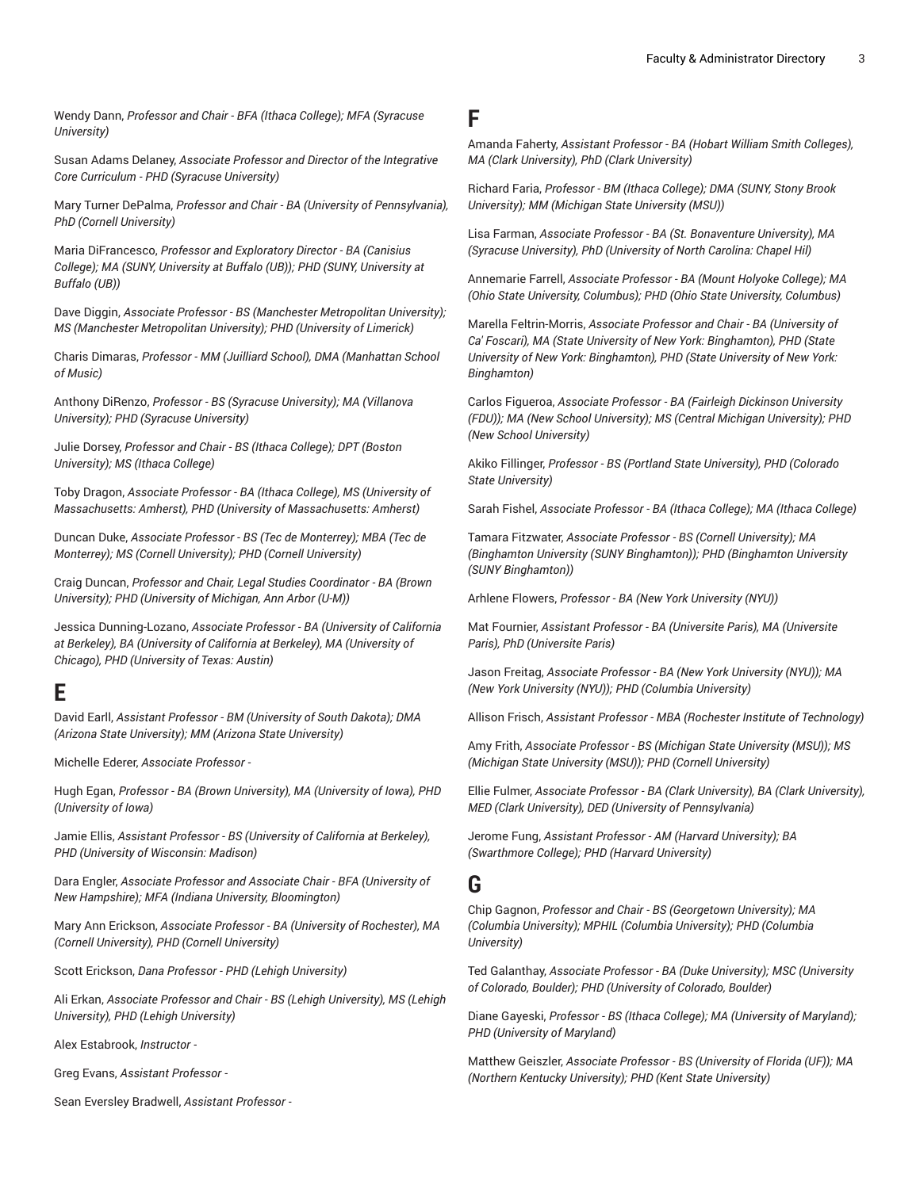Wendy Dann, *Professor and Chair - BFA (Ithaca College); MFA (Syracuse University)*

Susan Adams Delaney, *Associate Professor and Director of the Integrative Core Curriculum - PHD (Syracuse University)*

Mary Turner DePalma, *Professor and Chair - BA (University of Pennsylvania), PhD (Cornell University)*

Maria DiFrancesco, *Professor and Exploratory Director - BA (Canisius College); MA (SUNY, University at Buffalo (UB)); PHD (SUNY, University at Buffalo (UB))*

Dave Diggin, *Associate Professor - BS (Manchester Metropolitan University); MS (Manchester Metropolitan University); PHD (University of Limerick)*

Charis Dimaras, *Professor - MM (Juilliard School), DMA (Manhattan School of Music)*

Anthony DiRenzo, *Professor - BS (Syracuse University); MA (Villanova University); PHD (Syracuse University)*

Julie Dorsey, *Professor and Chair - BS (Ithaca College); DPT (Boston University); MS (Ithaca College)*

Toby Dragon, *Associate Professor - BA (Ithaca College), MS (University of Massachusetts: Amherst), PHD (University of Massachusetts: Amherst)*

Duncan Duke, *Associate Professor - BS (Tec de Monterrey); MBA (Tec de Monterrey); MS (Cornell University); PHD (Cornell University)*

Craig Duncan, *Professor and Chair, Legal Studies Coordinator - BA (Brown University); PHD (University of Michigan, Ann Arbor (U-M))*

Jessica Dunning-Lozano, *Associate Professor - BA (University of California at Berkeley), BA (University of California at Berkeley), MA (University of Chicago), PHD (University of Texas: Austin)*

## E

David Earll, *Assistant Professor - BM (University of South Dakota); DMA (Arizona State University); MM (Arizona State University)*

Michelle Ederer, *Associate Professor -*

Hugh Egan, *Professor - BA (Brown University), MA (University of Iowa), PHD (University of Iowa)*

Jamie Ellis, *Assistant Professor - BS (University of California at Berkeley), PHD (University of Wisconsin: Madison)*

Dara Engler, *Associate Professor and Associate Chair - BFA (University of New Hampshire); MFA (Indiana University, Bloomington)*

Mary Ann Erickson, *Associate Professor - BA (University of Rochester), MA (Cornell University), PHD (Cornell University)*

Scott Erickson, *Dana Professor - PHD (Lehigh University)*

Ali Erkan, *Associate Professor and Chair - BS (Lehigh University), MS (Lehigh University), PHD (Lehigh University)*

Alex Estabrook, *Instructor -*

Greg Evans, *Assistant Professor -*

Sean Eversley Bradwell, *Assistant Professor -*

## F

Amanda Faherty, *Assistant Professor - BA (Hobart William Smith Colleges), MA (Clark University), PhD (Clark University)*

Richard Faria, *Professor - BM (Ithaca College); DMA (SUNY, Stony Brook University); MM (Michigan State University (MSU))*

Lisa Farman, *Associate Professor - BA (St. Bonaventure University), MA (Syracuse University), PhD (University of North Carolina: Chapel Hil)*

Annemarie Farrell, *Associate Professor - BA (Mount Holyoke College); MA (Ohio State University, Columbus); PHD (Ohio State University, Columbus)*

Marella Feltrin-Morris, *Associate Professor and Chair - BA (University of Ca' Foscari), MA (State University of New York: Binghamton), PHD (State University of New York: Binghamton), PHD (State University of New York: Binghamton)*

Carlos Figueroa, *Associate Professor - BA (Fairleigh Dickinson University (FDU)); MA (New School University); MS (Central Michigan University); PHD (New School University)*

Akiko Fillinger, *Professor - BS (Portland State University), PHD (Colorado State University)*

Sarah Fishel, *Associate Professor - BA (Ithaca College); MA (Ithaca College)*

Tamara Fitzwater, *Associate Professor - BS (Cornell University); MA (Binghamton University (SUNY Binghamton)); PHD (Binghamton University (SUNY Binghamton))*

Arhlene Flowers, *Professor - BA (New York University (NYU))*

Mat Fournier, *Assistant Professor - BA (Universite Paris), MA (Universite Paris), PhD (Universite Paris)*

Jason Freitag, *Associate Professor - BA (New York University (NYU)); MA (New York University (NYU)); PHD (Columbia University)*

Allison Frisch, *Assistant Professor - MBA (Rochester Institute of Technology)*

Amy Frith, *Associate Professor - BS (Michigan State University (MSU)); MS (Michigan State University (MSU)); PHD (Cornell University)*

Ellie Fulmer, *Associate Professor - BA (Clark University), BA (Clark University), MED (Clark University), DED (University of Pennsylvania)*

Jerome Fung, *Assistant Professor - AM (Harvard University); BA (Swarthmore College); PHD (Harvard University)*

## G

Chip Gagnon, *Professor and Chair - BS (Georgetown University); MA (Columbia University); MPHIL (Columbia University); PHD (Columbia University)*

Ted Galanthay, *Associate Professor - BA (Duke University); MSC (University of Colorado, Boulder); PHD (University of Colorado, Boulder)*

Diane Gayeski, *Professor - BS (Ithaca College); MA (University of Maryland); PHD (University of Maryland)*

Matthew Geiszler, *Associate Professor - BS (University of Florida (UF)); MA (Northern Kentucky University); PHD (Kent State University)*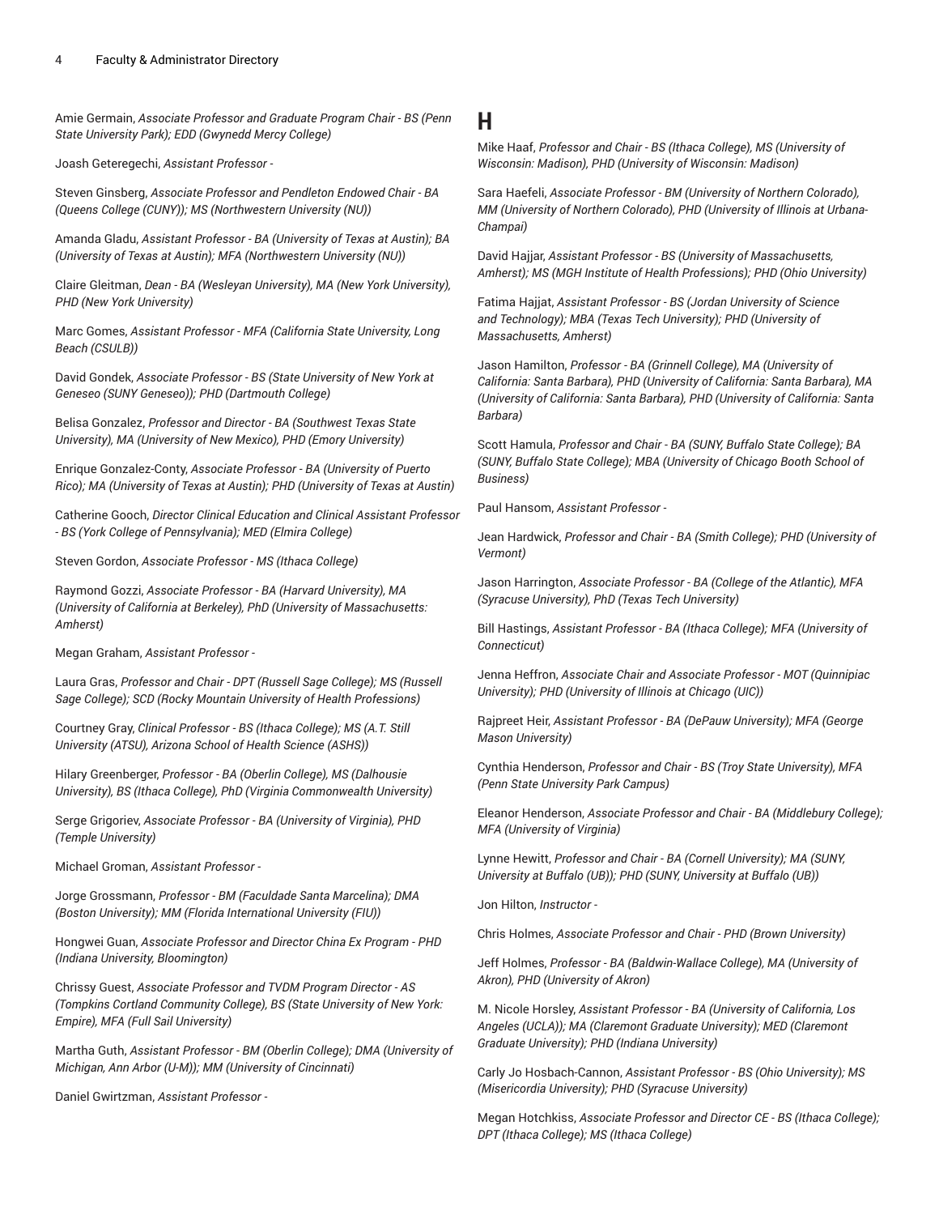Amie Germain, *Associate Professor and Graduate Program Chair - BS (Penn State University Park); EDD (Gwynedd Mercy College)*

Joash Geteregechi, *Assistant Professor -*

Steven Ginsberg, *Associate Professor and Pendleton Endowed Chair - BA (Queens College (CUNY)); MS (Northwestern University (NU))*

Amanda Gladu, *Assistant Professor - BA (University of Texas at Austin); BA (University of Texas at Austin); MFA (Northwestern University (NU))*

Claire Gleitman, *Dean - BA (Wesleyan University), MA (New York University), PHD (New York University)*

Marc Gomes, *Assistant Professor - MFA (California State University, Long Beach (CSULB))*

David Gondek, *Associate Professor - BS (State University of New York at Geneseo (SUNY Geneseo)); PHD (Dartmouth College)*

Belisa Gonzalez, *Professor and Director - BA (Southwest Texas State University), MA (University of New Mexico), PHD (Emory University)*

Enrique Gonzalez-Conty, *Associate Professor - BA (University of Puerto Rico); MA (University of Texas at Austin); PHD (University of Texas at Austin)*

Catherine Gooch, *Director Clinical Education and Clinical Assistant Professor - BS (York College of Pennsylvania); MED (Elmira College)*

Steven Gordon, *Associate Professor - MS (Ithaca College)*

Raymond Gozzi, *Associate Professor - BA (Harvard University), MA (University of California at Berkeley), PhD (University of Massachusetts: Amherst)*

Megan Graham, *Assistant Professor -*

Laura Gras, *Professor and Chair - DPT (Russell Sage College); MS (Russell Sage College); SCD (Rocky Mountain University of Health Professions)*

Courtney Gray, *Clinical Professor - BS (Ithaca College); MS (A.T. Still University (ATSU), Arizona School of Health Science (ASHS))*

Hilary Greenberger, *Professor - BA (Oberlin College), MS (Dalhousie University), BS (Ithaca College), PhD (Virginia Commonwealth University)*

Serge Grigoriev, *Associate Professor - BA (University of Virginia), PHD (Temple University)*

Michael Groman, *Assistant Professor -*

Jorge Grossmann, *Professor - BM (Faculdade Santa Marcelina); DMA (Boston University); MM (Florida International University (FIU))*

Hongwei Guan, *Associate Professor and Director China Ex Program - PHD (Indiana University, Bloomington)*

Chrissy Guest, *Associate Professor and TVDM Program Director - AS (Tompkins Cortland Community College), BS (State University of New York: Empire), MFA (Full Sail University)*

Martha Guth, *Assistant Professor - BM (Oberlin College); DMA (University of Michigan, Ann Arbor (U-M)); MM (University of Cincinnati)*

Daniel Gwirtzman, *Assistant Professor -*

## H

Mike Haaf, *Professor and Chair - BS (Ithaca College), MS (University of Wisconsin: Madison), PHD (University of Wisconsin: Madison)*

Sara Haefeli, *Associate Professor - BM (University of Northern Colorado), MM (University of Northern Colorado), PHD (University of Illinois at Urbana-Champai)*

David Hajjar, *Assistant Professor - BS (University of Massachusetts, Amherst); MS (MGH Institute of Health Professions); PHD (Ohio University)*

Fatima Hajjat, *Assistant Professor - BS (Jordan University of Science and Technology); MBA (Texas Tech University); PHD (University of Massachusetts, Amherst)*

Jason Hamilton, *Professor - BA (Grinnell College), MA (University of California: Santa Barbara), PHD (University of California: Santa Barbara), MA (University of California: Santa Barbara), PHD (University of California: Santa Barbara)*

Scott Hamula, *Professor and Chair - BA (SUNY, Buffalo State College); BA (SUNY, Buffalo State College); MBA (University of Chicago Booth School of Business)*

Paul Hansom, *Assistant Professor -*

Jean Hardwick, *Professor and Chair - BA (Smith College); PHD (University of Vermont)*

Jason Harrington, *Associate Professor - BA (College of the Atlantic), MFA (Syracuse University), PhD (Texas Tech University)*

Bill Hastings, *Assistant Professor - BA (Ithaca College); MFA (University of Connecticut)*

Jenna Heffron, *Associate Chair and Associate Professor - MOT (Quinnipiac University); PHD (University of Illinois at Chicago (UIC))*

Rajpreet Heir, *Assistant Professor - BA (DePauw University); MFA (George Mason University)*

Cynthia Henderson, *Professor and Chair - BS (Troy State University), MFA (Penn State University Park Campus)*

Eleanor Henderson, *Associate Professor and Chair - BA (Middlebury College); MFA (University of Virginia)*

Lynne Hewitt, *Professor and Chair - BA (Cornell University); MA (SUNY, University at Buffalo (UB)); PHD (SUNY, University at Buffalo (UB))*

Jon Hilton, *Instructor -*

Chris Holmes, *Associate Professor and Chair - PHD (Brown University)*

Jeff Holmes, *Professor - BA (Baldwin-Wallace College), MA (University of Akron), PHD (University of Akron)*

M. Nicole Horsley, *Assistant Professor - BA (University of California, Los Angeles (UCLA)); MA (Claremont Graduate University); MED (Claremont Graduate University); PHD (Indiana University)*

Carly Jo Hosbach-Cannon, *Assistant Professor - BS (Ohio University); MS (Misericordia University); PHD (Syracuse University)*

Megan Hotchkiss, *Associate Professor and Director CE - BS (Ithaca College); DPT (Ithaca College); MS (Ithaca College)*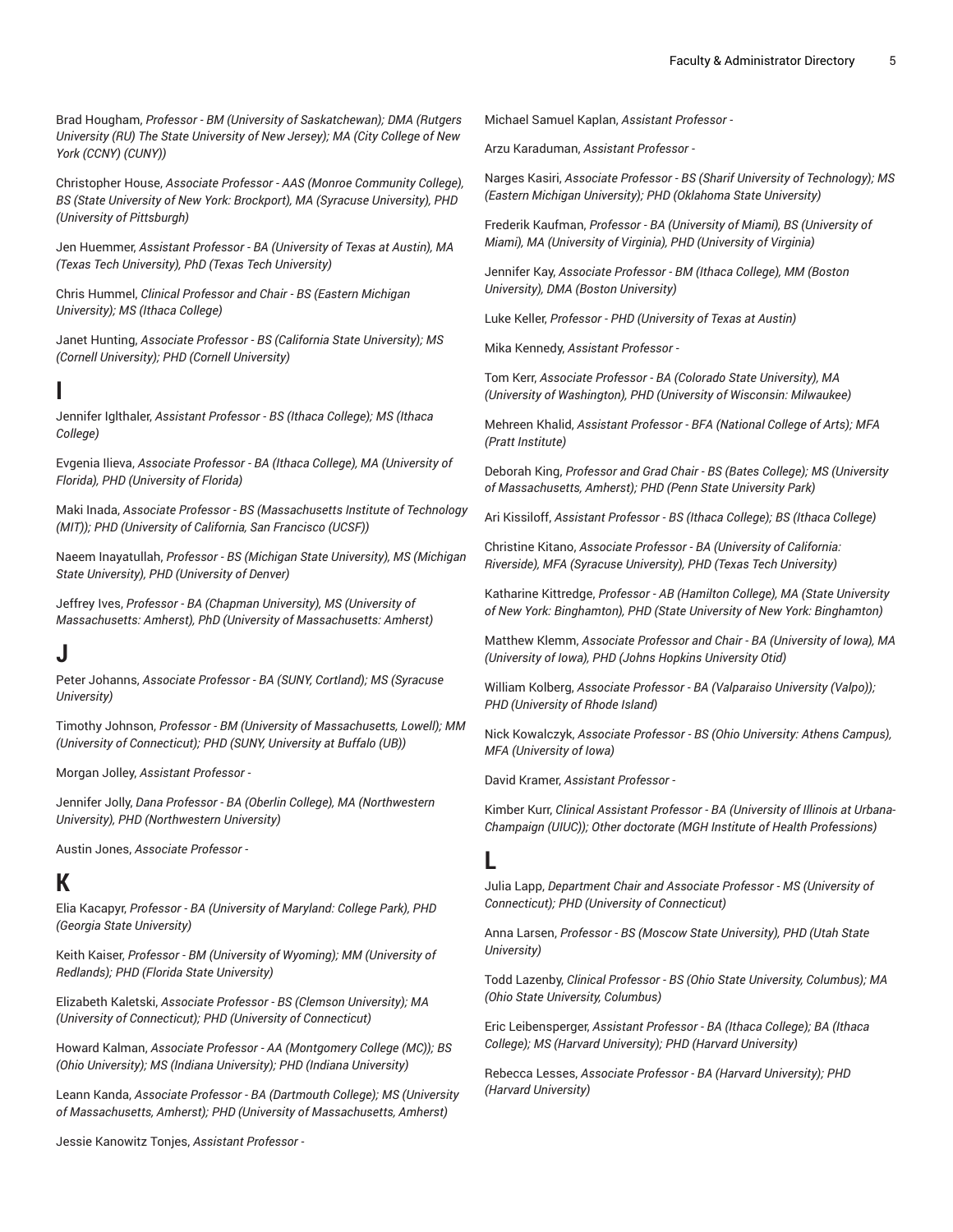Brad Hougham, *Professor - BM (University of Saskatchewan); DMA (Rutgers University (RU) The State University of New Jersey); MA (City College of New York (CCNY) (CUNY))*

Christopher House, *Associate Professor - AAS (Monroe Community College), BS (State University of New York: Brockport), MA (Syracuse University), PHD (University of Pittsburgh)*

Jen Huemmer, *Assistant Professor - BA (University of Texas at Austin), MA (Texas Tech University), PhD (Texas Tech University)*

Chris Hummel, *Clinical Professor and Chair - BS (Eastern Michigan University); MS (Ithaca College)*

Janet Hunting, *Associate Professor - BS (California State University); MS (Cornell University); PHD (Cornell University)*

## I

Jennifer Iglthaler, *Assistant Professor - BS (Ithaca College); MS (Ithaca College)*

Evgenia Ilieva, *Associate Professor - BA (Ithaca College), MA (University of Florida), PHD (University of Florida)*

Maki Inada, *Associate Professor - BS (Massachusetts Institute of Technology (MIT)); PHD (University of California, San Francisco (UCSF))*

Naeem Inayatullah, *Professor - BS (Michigan State University), MS (Michigan State University), PHD (University of Denver)*

Jeffrey Ives, *Professor - BA (Chapman University), MS (University of Massachusetts: Amherst), PhD (University of Massachusetts: Amherst)*

## J

Peter Johanns, *Associate Professor - BA (SUNY, Cortland); MS (Syracuse University)*

Timothy Johnson, *Professor - BM (University of Massachusetts, Lowell); MM (University of Connecticut); PHD (SUNY, University at Buffalo (UB))*

Morgan Jolley, *Assistant Professor -*

Jennifer Jolly, *Dana Professor - BA (Oberlin College), MA (Northwestern University), PHD (Northwestern University)*

Austin Jones, *Associate Professor -*

## K

Elia Kacapyr, *Professor - BA (University of Maryland: College Park), PHD (Georgia State University)*

Keith Kaiser, *Professor - BM (University of Wyoming); MM (University of Redlands); PHD (Florida State University)*

Elizabeth Kaletski, *Associate Professor - BS (Clemson University); MA (University of Connecticut); PHD (University of Connecticut)*

Howard Kalman, *Associate Professor - AA (Montgomery College (MC)); BS (Ohio University); MS (Indiana University); PHD (Indiana University)*

Leann Kanda, *Associate Professor - BA (Dartmouth College); MS (University of Massachusetts, Amherst); PHD (University of Massachusetts, Amherst)*

Jessie Kanowitz Tonjes, *Assistant Professor -*

Michael Samuel Kaplan, *Assistant Professor -*

Arzu Karaduman, *Assistant Professor -*

Narges Kasiri, *Associate Professor - BS (Sharif University of Technology); MS (Eastern Michigan University); PHD (Oklahoma State University)*

Frederik Kaufman, *Professor - BA (University of Miami), BS (University of Miami), MA (University of Virginia), PHD (University of Virginia)*

Jennifer Kay, *Associate Professor - BM (Ithaca College), MM (Boston University), DMA (Boston University)*

Luke Keller, *Professor - PHD (University of Texas at Austin)*

Mika Kennedy, *Assistant Professor -*

Tom Kerr, *Associate Professor - BA (Colorado State University), MA (University of Washington), PHD (University of Wisconsin: Milwaukee)*

Mehreen Khalid, *Assistant Professor - BFA (National College of Arts); MFA (Pratt Institute)*

Deborah King, *Professor and Grad Chair - BS (Bates College); MS (University of Massachusetts, Amherst); PHD (Penn State University Park)*

Ari Kissiloff, *Assistant Professor - BS (Ithaca College); BS (Ithaca College)*

Christine Kitano, *Associate Professor - BA (University of California: Riverside), MFA (Syracuse University), PHD (Texas Tech University)*

Katharine Kittredge, *Professor - AB (Hamilton College), MA (State University of New York: Binghamton), PHD (State University of New York: Binghamton)*

Matthew Klemm, *Associate Professor and Chair - BA (University of Iowa), MA (University of Iowa), PHD (Johns Hopkins University Otid)*

William Kolberg, *Associate Professor - BA (Valparaiso University (Valpo)); PHD (University of Rhode Island)*

Nick Kowalczyk, *Associate Professor - BS (Ohio University: Athens Campus), MFA (University of Iowa)*

David Kramer, *Assistant Professor -*

Kimber Kurr, *Clinical Assistant Professor - BA (University of Illinois at Urbana-Champaign (UIUC)); Other doctorate (MGH Institute of Health Professions)*

## L

Julia Lapp, *Department Chair and Associate Professor - MS (University of Connecticut); PHD (University of Connecticut)*

Anna Larsen, *Professor - BS (Moscow State University), PHD (Utah State University)*

Todd Lazenby, *Clinical Professor - BS (Ohio State University, Columbus); MA (Ohio State University, Columbus)*

Eric Leibensperger, *Assistant Professor - BA (Ithaca College); BA (Ithaca College); MS (Harvard University); PHD (Harvard University)*

Rebecca Lesses, *Associate Professor - BA (Harvard University); PHD (Harvard University)*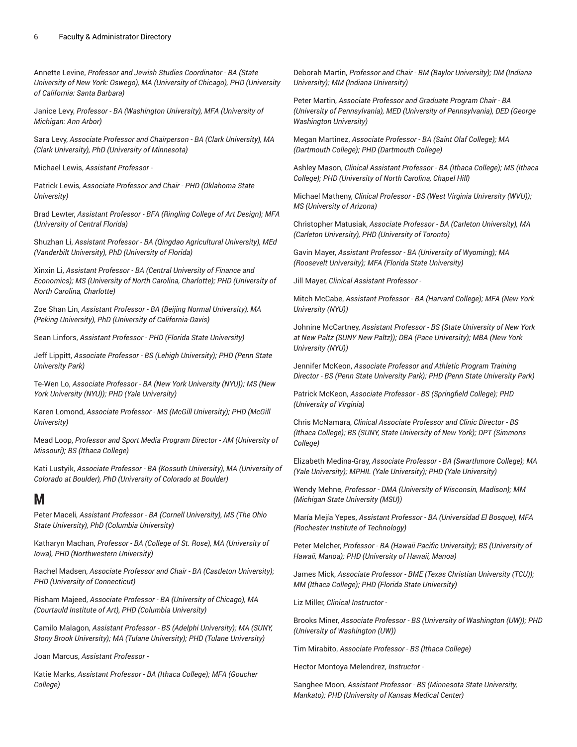Annette Levine, *Professor and Jewish Studies Coordinator - BA (State University of New York: Oswego), MA (University of Chicago), PHD (University of California: Santa Barbara)*

Janice Levy, *Professor - BA (Washington University), MFA (University of Michigan: Ann Arbor)*

Sara Levy, *Associate Professor and Chairperson - BA (Clark University), MA (Clark University), PhD (University of Minnesota)*

Michael Lewis, *Assistant Professor -*

Patrick Lewis, *Associate Professor and Chair - PHD (Oklahoma State University)*

Brad Lewter, *Assistant Professor - BFA (Ringling College of Art Design); MFA (University of Central Florida)*

Shuzhan Li, *Assistant Professor - BA (Qingdao Agricultural University), MEd (Vanderbilt University), PhD (University of Florida)*

Xinxin Li, *Assistant Professor - BA (Central University of Finance and Economics); MS (University of North Carolina, Charlotte); PHD (University of North Carolina, Charlotte)*

Zoe Shan Lin, *Assistant Professor - BA (Beijing Normal University), MA (Peking University), PhD (University of California-Davis)*

Sean Linfors, *Assistant Professor - PHD (Florida State University)*

Jeff Lippitt, *Associate Professor - BS (Lehigh University); PHD (Penn State University Park)*

Te-Wen Lo, *Associate Professor - BA (New York University (NYU)); MS (New York University (NYU)); PHD (Yale University)*

Karen Lomond, *Associate Professor - MS (McGill University); PHD (McGill University)*

Mead Loop, *Professor and Sport Media Program Director - AM (University of Missouri); BS (Ithaca College)*

Kati Lustyik, *Associate Professor - BA (Kossuth University), MA (University of Colorado at Boulder), PhD (University of Colorado at Boulder)*

## M

Peter Maceli, *Assistant Professor - BA (Cornell University), MS (The Ohio State University), PhD (Columbia University)*

Katharyn Machan, *Professor - BA (College of St. Rose), MA (University of Iowa), PHD (Northwestern University)*

Rachel Madsen, *Associate Professor and Chair - BA (Castleton University); PHD (University of Connecticut)*

Risham Majeed, *Associate Professor - BA (University of Chicago), MA (Courtauld Institute of Art), PHD (Columbia University)*

Camilo Malagon, *Assistant Professor - BS (Adelphi University); MA (SUNY, Stony Brook University); MA (Tulane University); PHD (Tulane University)*

Joan Marcus, *Assistant Professor -*

Katie Marks, *Assistant Professor - BA (Ithaca College); MFA (Goucher College)*

Deborah Martin, *Professor and Chair - BM (Baylor University); DM (Indiana University); MM (Indiana University)*

Peter Martin, *Associate Professor and Graduate Program Chair - BA (University of Pennsylvania), MED (University of Pennsylvania), DED (George Washington University)*

Megan Martinez, *Associate Professor - BA (Saint Olaf College); MA (Dartmouth College); PHD (Dartmouth College)*

Ashley Mason, *Clinical Assistant Professor - BA (Ithaca College); MS (Ithaca College); PHD (University of North Carolina, Chapel Hill)*

Michael Matheny, *Clinical Professor - BS (West Virginia University (WVU)); MS (University of Arizona)*

Christopher Matusiak, *Associate Professor - BA (Carleton University), MA (Carleton University), PHD (University of Toronto)*

Gavin Mayer, *Assistant Professor - BA (University of Wyoming); MA (Roosevelt University); MFA (Florida State University)*

Jill Mayer, *Clinical Assistant Professor -*

Mitch McCabe, *Assistant Professor - BA (Harvard College); MFA (New York University (NYU))*

Johnine McCartney, *Assistant Professor - BS (State University of New York at New Paltz (SUNY New Paltz)); DBA (Pace University); MBA (New York University (NYU))*

Jennifer McKeon, *Associate Professor and Athletic Program Training Director - BS (Penn State University Park); PHD (Penn State University Park)*

Patrick McKeon, *Associate Professor - BS (Springfield College); PHD (University of Virginia)*

Chris McNamara, *Clinical Associate Professor and Clinic Director - BS (Ithaca College); BS (SUNY, State University of New York); DPT (Simmons College)*

Elizabeth Medina-Gray, *Associate Professor - BA (Swarthmore College); MA (Yale University); MPHIL (Yale University); PHD (Yale University)*

Wendy Mehne, *Professor - DMA (University of Wisconsin, Madison); MM (Michigan State University (MSU))*

María Mejía Yepes, *Assistant Professor - BA (Universidad El Bosque), MFA (Rochester Institute of Technology)*

Peter Melcher, *Professor - BA (Hawaii Pacific University); BS (University of Hawaii, Manoa); PHD (University of Hawaii, Manoa)*

James Mick, *Associate Professor - BME (Texas Christian University (TCU)); MM (Ithaca College); PHD (Florida State University)*

Liz Miller, *Clinical Instructor -*

Brooks Miner, *Associate Professor - BS (University of Washington (UW)); PHD (University of Washington (UW))*

Tim Mirabito, *Associate Professor - BS (Ithaca College)*

Hector Montoya Melendrez, *Instructor -*

Sanghee Moon, *Assistant Professor - BS (Minnesota State University, Mankato); PHD (University of Kansas Medical Center)*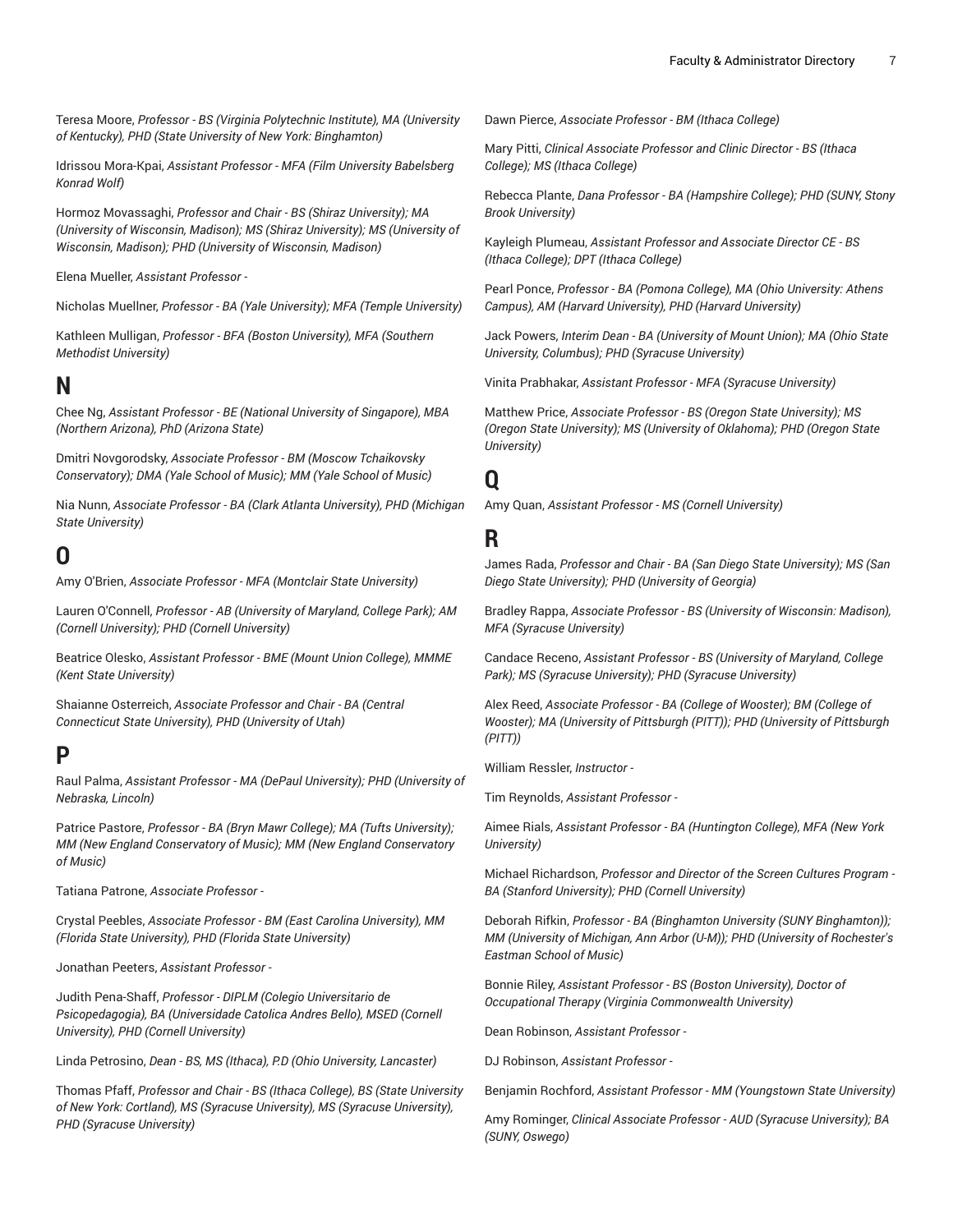Teresa Moore, *Professor - BS (Virginia Polytechnic Institute), MA (University of Kentucky), PHD (State University of New York: Binghamton)*

Idrissou Mora-Kpai, *Assistant Professor - MFA (Film University Babelsberg Konrad Wolf)*

Hormoz Movassaghi, *Professor and Chair - BS (Shiraz University); MA (University of Wisconsin, Madison); MS (Shiraz University); MS (University of Wisconsin, Madison); PHD (University of Wisconsin, Madison)*

Elena Mueller, *Assistant Professor -*

Nicholas Muellner, *Professor - BA (Yale University); MFA (Temple University)*

Kathleen Mulligan, *Professor - BFA (Boston University), MFA (Southern Methodist University)*

## N

Chee Ng, *Assistant Professor - BE (National University of Singapore), MBA (Northern Arizona), PhD (Arizona State)*

Dmitri Novgorodsky, *Associate Professor - BM (Moscow Tchaikovsky Conservatory); DMA (Yale School of Music); MM (Yale School of Music)*

Nia Nunn, *Associate Professor - BA (Clark Atlanta University), PHD (Michigan State University)*

## O

Amy O'Brien, *Associate Professor - MFA (Montclair State University)*

Lauren O'Connell, *Professor - AB (University of Maryland, College Park); AM (Cornell University); PHD (Cornell University)*

Beatrice Olesko, *Assistant Professor - BME (Mount Union College), MMME (Kent State University)*

Shaianne Osterreich, *Associate Professor and Chair - BA (Central Connecticut State University), PHD (University of Utah)*

## P

Raul Palma, *Assistant Professor - MA (DePaul University); PHD (University of Nebraska, Lincoln)*

Patrice Pastore, *Professor - BA (Bryn Mawr College); MA (Tufts University); MM (New England Conservatory of Music); MM (New England Conservatory of Music)*

Tatiana Patrone, *Associate Professor -*

Crystal Peebles, *Associate Professor - BM (East Carolina University), MM (Florida State University), PHD (Florida State University)*

Jonathan Peeters, *Assistant Professor -*

Judith Pena-Shaff, *Professor - DIPLM (Colegio Universitario de Psicopedagogia), BA (Universidade Catolica Andres Bello), MSED (Cornell University), PHD (Cornell University)*

Linda Petrosino, *Dean - BS, MS (Ithaca), P.D (Ohio University, Lancaster)*

Thomas Pfaff, *Professor and Chair - BS (Ithaca College), BS (State University of New York: Cortland), MS (Syracuse University), MS (Syracuse University), PHD (Syracuse University)*

Dawn Pierce, *Associate Professor - BM (Ithaca College)*

Mary Pitti, *Clinical Associate Professor and Clinic Director - BS (Ithaca College); MS (Ithaca College)*

Rebecca Plante, *Dana Professor - BA (Hampshire College); PHD (SUNY, Stony Brook University)*

Kayleigh Plumeau, *Assistant Professor and Associate Director CE - BS (Ithaca College); DPT (Ithaca College)*

Pearl Ponce, *Professor - BA (Pomona College), MA (Ohio University: Athens Campus), AM (Harvard University), PHD (Harvard University)*

Jack Powers, *Interim Dean - BA (University of Mount Union); MA (Ohio State University, Columbus); PHD (Syracuse University)*

Vinita Prabhakar, *Assistant Professor - MFA (Syracuse University)*

Matthew Price, *Associate Professor - BS (Oregon State University); MS (Oregon State University); MS (University of Oklahoma); PHD (Oregon State University)*

## Q

Amy Quan, *Assistant Professor - MS (Cornell University)*

## R

James Rada, *Professor and Chair - BA (San Diego State University); MS (San Diego State University); PHD (University of Georgia)*

Bradley Rappa, *Associate Professor - BS (University of Wisconsin: Madison), MFA (Syracuse University)*

Candace Receno, *Assistant Professor - BS (University of Maryland, College Park); MS (Syracuse University); PHD (Syracuse University)*

Alex Reed, *Associate Professor - BA (College of Wooster); BM (College of Wooster); MA (University of Pittsburgh (PITT)); PHD (University of Pittsburgh (PITT))*

William Ressler, *Instructor -*

Tim Reynolds, *Assistant Professor -*

Aimee Rials, *Assistant Professor - BA (Huntington College), MFA (New York University)*

Michael Richardson, *Professor and Director of the Screen Cultures Program - BA (Stanford University); PHD (Cornell University)*

Deborah Rifkin, *Professor - BA (Binghamton University (SUNY Binghamton)); MM (University of Michigan, Ann Arbor (U-M)); PHD (University of Rochester's Eastman School of Music)*

Bonnie Riley, *Assistant Professor - BS (Boston University), Doctor of Occupational Therapy (Virginia Commonwealth University)*

Dean Robinson, *Assistant Professor -*

DJ Robinson, *Assistant Professor -*

Benjamin Rochford, *Assistant Professor - MM (Youngstown State University)*

Amy Rominger, *Clinical Associate Professor - AUD (Syracuse University); BA (SUNY, Oswego)*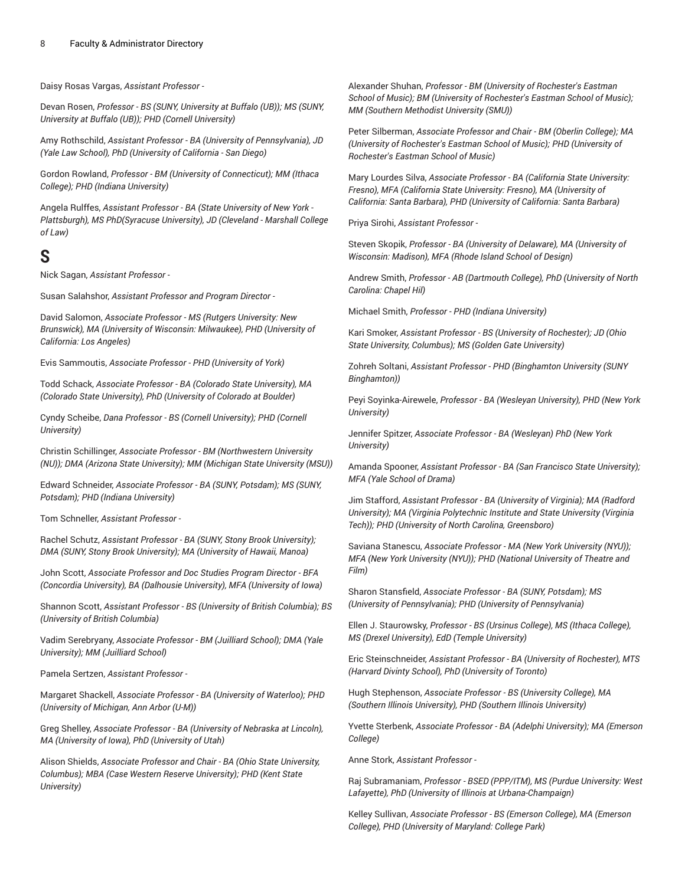Daisy Rosas Vargas, *Assistant Professor -*

Devan Rosen, *Professor - BS (SUNY, University at Buffalo (UB)); MS (SUNY, University at Buffalo (UB)); PHD (Cornell University)*

Amy Rothschild, *Assistant Professor - BA (University of Pennsylvania), JD (Yale Law School), PhD (University of California - San Diego)*

Gordon Rowland, *Professor - BM (University of Connecticut); MM (Ithaca College); PHD (Indiana University)*

Angela Rulffes, *Assistant Professor - BA (State University of New York - Plattsburgh), MS PhD(Syracuse University), JD (Cleveland - Marshall College of Law)*

## S

Nick Sagan, *Assistant Professor -*

Susan Salahshor, *Assistant Professor and Program Director -*

David Salomon, *Associate Professor - MS (Rutgers University: New Brunswick), MA (University of Wisconsin: Milwaukee), PHD (University of California: Los Angeles)*

Evis Sammoutis, *Associate Professor - PHD (University of York)*

Todd Schack, *Associate Professor - BA (Colorado State University), MA (Colorado State University), PhD (University of Colorado at Boulder)*

Cyndy Scheibe, *Dana Professor - BS (Cornell University); PHD (Cornell University)*

Christin Schillinger, *Associate Professor - BM (Northwestern University (NU)); DMA (Arizona State University); MM (Michigan State University (MSU))*

Edward Schneider, *Associate Professor - BA (SUNY, Potsdam); MS (SUNY, Potsdam); PHD (Indiana University)*

Tom Schneller, *Assistant Professor -*

Rachel Schutz, *Assistant Professor - BA (SUNY, Stony Brook University); DMA (SUNY, Stony Brook University); MA (University of Hawaii, Manoa)*

John Scott, *Associate Professor and Doc Studies Program Director - BFA (Concordia University), BA (Dalhousie University), MFA (University of Iowa)*

Shannon Scott, *Assistant Professor - BS (University of British Columbia); BS (University of British Columbia)*

Vadim Serebryany, *Associate Professor - BM (Juilliard School); DMA (Yale University); MM (Juilliard School)*

Pamela Sertzen, *Assistant Professor -*

Margaret Shackell, *Associate Professor - BA (University of Waterloo); PHD (University of Michigan, Ann Arbor (U-M))*

Greg Shelley, *Associate Professor - BA (University of Nebraska at Lincoln), MA (University of Iowa), PhD (University of Utah)*

Alison Shields, *Associate Professor and Chair - BA (Ohio State University, Columbus); MBA (Case Western Reserve University); PHD (Kent State University)*

Alexander Shuhan, *Professor - BM (University of Rochester's Eastman School of Music); BM (University of Rochester's Eastman School of Music); MM (Southern Methodist University (SMU))*

Peter Silberman, *Associate Professor and Chair - BM (Oberlin College); MA (University of Rochester's Eastman School of Music); PHD (University of Rochester's Eastman School of Music)*

Mary Lourdes Silva, *Associate Professor - BA (California State University: Fresno), MFA (California State University: Fresno), MA (University of California: Santa Barbara), PHD (University of California: Santa Barbara)*

Priya Sirohi, *Assistant Professor -*

Steven Skopik, *Professor - BA (University of Delaware), MA (University of Wisconsin: Madison), MFA (Rhode Island School of Design)*

Andrew Smith, *Professor - AB (Dartmouth College), PhD (University of North Carolina: Chapel Hil)*

Michael Smith, *Professor - PHD (Indiana University)*

Kari Smoker, *Assistant Professor - BS (University of Rochester); JD (Ohio State University, Columbus); MS (Golden Gate University)*

Zohreh Soltani, *Assistant Professor - PHD (Binghamton University (SUNY Binghamton))*

Peyi Soyinka-Airewele, *Professor - BA (Wesleyan University), PHD (New York University)*

Jennifer Spitzer, *Associate Professor - BA (Wesleyan) PhD (New York University)*

Amanda Spooner, *Assistant Professor - BA (San Francisco State University); MFA (Yale School of Drama)*

Jim Stafford, *Assistant Professor - BA (University of Virginia); MA (Radford University); MA (Virginia Polytechnic Institute and State University (Virginia Tech)); PHD (University of North Carolina, Greensboro)*

Saviana Stanescu, *Associate Professor - MA (New York University (NYU)); MFA (New York University (NYU)); PHD (National University of Theatre and Film)*

Sharon Stansfield, *Associate Professor - BA (SUNY, Potsdam); MS (University of Pennsylvania); PHD (University of Pennsylvania)*

Ellen J. Staurowsky, *Professor - BS (Ursinus College), MS (Ithaca College), MS (Drexel University), EdD (Temple University)*

Eric Steinschneider, *Assistant Professor - BA (University of Rochester), MTS (Harvard Divinty School), PhD (University of Toronto)*

Hugh Stephenson, *Associate Professor - BS (University College), MA (Southern Illinois University), PHD (Southern Illinois University)*

Yvette Sterbenk, *Associate Professor - BA (Adelphi University); MA (Emerson College)*

Anne Stork, *Assistant Professor -*

Raj Subramaniam, *Professor - BSED (PPP/ITM), MS (Purdue University: West Lafayette), PhD (University of Illinois at Urbana-Champaign)*

Kelley Sullivan, *Associate Professor - BS (Emerson College), MA (Emerson College), PHD (University of Maryland: College Park)*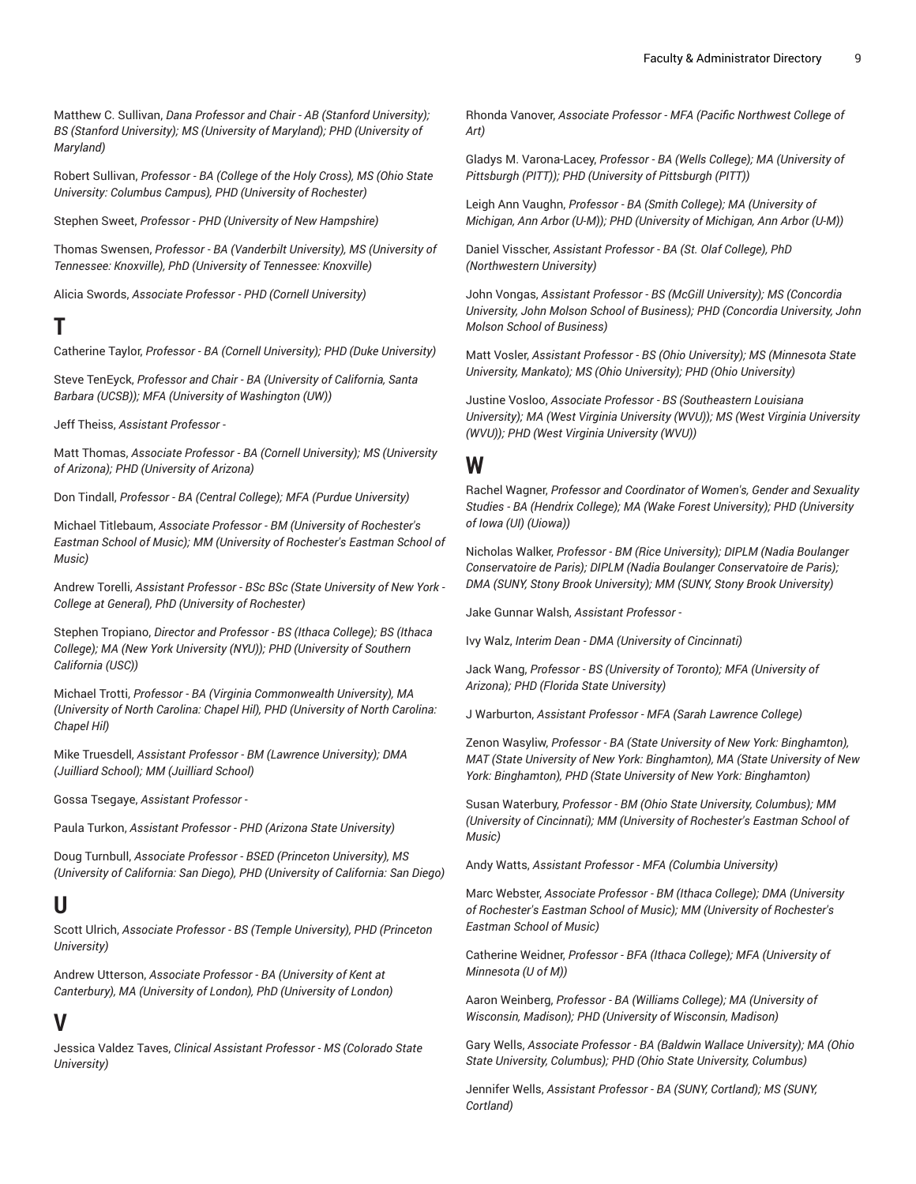Matthew C. Sullivan, *Dana Professor and Chair - AB (Stanford University); BS (Stanford University); MS (University of Maryland); PHD (University of Maryland)*

Robert Sullivan, *Professor - BA (College of the Holy Cross), MS (Ohio State University: Columbus Campus), PHD (University of Rochester)*

Stephen Sweet, *Professor - PHD (University of New Hampshire)*

Thomas Swensen, *Professor - BA (Vanderbilt University), MS (University of Tennessee: Knoxville), PhD (University of Tennessee: Knoxville)*

Alicia Swords, *Associate Professor - PHD (Cornell University)*

## T

Catherine Taylor, *Professor - BA (Cornell University); PHD (Duke University)*

Steve TenEyck, *Professor and Chair - BA (University of California, Santa Barbara (UCSB)); MFA (University of Washington (UW))*

Jeff Theiss, *Assistant Professor -*

Matt Thomas, *Associate Professor - BA (Cornell University); MS (University of Arizona); PHD (University of Arizona)*

Don Tindall, *Professor - BA (Central College); MFA (Purdue University)*

Michael Titlebaum, *Associate Professor - BM (University of Rochester's Eastman School of Music); MM (University of Rochester's Eastman School of Music)*

Andrew Torelli, *Assistant Professor - BSc BSc (State University of New York - College at General), PhD (University of Rochester)*

Stephen Tropiano, *Director and Professor - BS (Ithaca College); BS (Ithaca College); MA (New York University (NYU)); PHD (University of Southern California (USC))*

Michael Trotti, *Professor - BA (Virginia Commonwealth University), MA (University of North Carolina: Chapel Hil), PHD (University of North Carolina: Chapel Hil)*

Mike Truesdell, *Assistant Professor - BM (Lawrence University); DMA (Juilliard School); MM (Juilliard School)*

Gossa Tsegaye, *Assistant Professor -*

Paula Turkon, *Assistant Professor - PHD (Arizona State University)*

Doug Turnbull, *Associate Professor - BSED (Princeton University), MS (University of California: San Diego), PHD (University of California: San Diego)*

## U

Scott Ulrich, *Associate Professor - BS (Temple University), PHD (Princeton University)*

Andrew Utterson, *Associate Professor - BA (University of Kent at Canterbury), MA (University of London), PhD (University of London)*

## V

Jessica Valdez Taves, *Clinical Assistant Professor - MS (Colorado State University)*

Rhonda Vanover, *Associate Professor - MFA (Pacific Northwest College of Art)*

Gladys M. Varona-Lacey, *Professor - BA (Wells College); MA (University of Pittsburgh (PITT)); PHD (University of Pittsburgh (PITT))*

Leigh Ann Vaughn, *Professor - BA (Smith College); MA (University of Michigan, Ann Arbor (U-M)); PHD (University of Michigan, Ann Arbor (U-M))*

Daniel Visscher, *Assistant Professor - BA (St. Olaf College), PhD (Northwestern University)*

John Vongas, *Assistant Professor - BS (McGill University); MS (Concordia University, John Molson School of Business); PHD (Concordia University, John Molson School of Business)*

Matt Vosler, *Assistant Professor - BS (Ohio University); MS (Minnesota State University, Mankato); MS (Ohio University); PHD (Ohio University)*

Justine Vosloo, *Associate Professor - BS (Southeastern Louisiana University); MA (West Virginia University (WVU)); MS (West Virginia University (WVU)); PHD (West Virginia University (WVU))*

## W

Rachel Wagner, *Professor and Coordinator of Women's, Gender and Sexuality Studies - BA (Hendrix College); MA (Wake Forest University); PHD (University of Iowa (UI) (Uiowa))*

Nicholas Walker, *Professor - BM (Rice University); DIPLM (Nadia Boulanger Conservatoire de Paris); DIPLM (Nadia Boulanger Conservatoire de Paris); DMA (SUNY, Stony Brook University); MM (SUNY, Stony Brook University)*

Jake Gunnar Walsh, *Assistant Professor -*

Ivy Walz, *Interim Dean - DMA (University of Cincinnati)*

Jack Wang, *Professor - BS (University of Toronto); MFA (University of Arizona); PHD (Florida State University)*

J Warburton, *Assistant Professor - MFA (Sarah Lawrence College)*

Zenon Wasyliw, *Professor - BA (State University of New York: Binghamton), MAT (State University of New York: Binghamton), MA (State University of New York: Binghamton), PHD (State University of New York: Binghamton)*

Susan Waterbury, *Professor - BM (Ohio State University, Columbus); MM (University of Cincinnati); MM (University of Rochester's Eastman School of Music)*

Andy Watts, *Assistant Professor - MFA (Columbia University)*

Marc Webster, *Associate Professor - BM (Ithaca College); DMA (University of Rochester's Eastman School of Music); MM (University of Rochester's Eastman School of Music)*

Catherine Weidner, *Professor - BFA (Ithaca College); MFA (University of Minnesota (U of M))*

Aaron Weinberg, *Professor - BA (Williams College); MA (University of Wisconsin, Madison); PHD (University of Wisconsin, Madison)*

Gary Wells, *Associate Professor - BA (Baldwin Wallace University); MA (Ohio State University, Columbus); PHD (Ohio State University, Columbus)*

Jennifer Wells, *Assistant Professor - BA (SUNY, Cortland); MS (SUNY, Cortland)*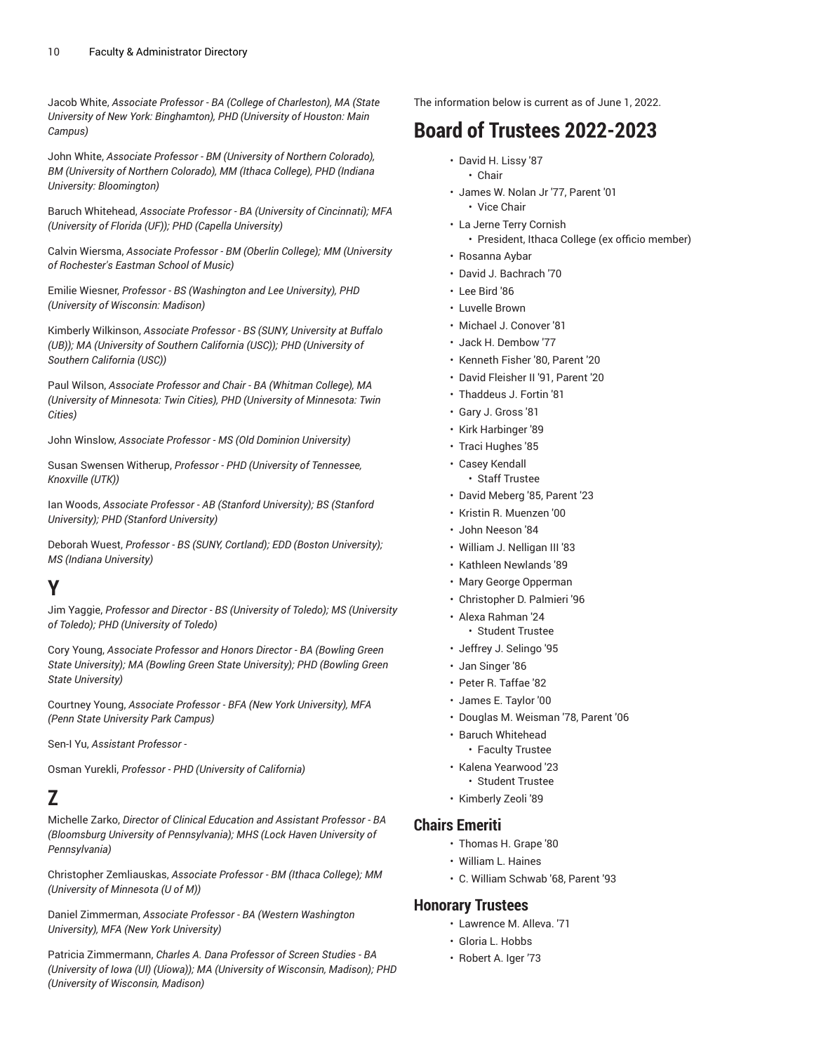Jacob White, *Associate Professor - BA (College of Charleston), MA (State University of New York: Binghamton), PHD (University of Houston: Main Campus)*

John White, *Associate Professor - BM (University of Northern Colorado), BM (University of Northern Colorado), MM (Ithaca College), PHD (Indiana University: Bloomington)*

Baruch Whitehead, *Associate Professor - BA (University of Cincinnati); MFA (University of Florida (UF)); PHD (Capella University)*

Calvin Wiersma, *Associate Professor - BM (Oberlin College); MM (University of Rochester's Eastman School of Music)*

Emilie Wiesner, *Professor - BS (Washington and Lee University), PHD (University of Wisconsin: Madison)*

Kimberly Wilkinson, *Associate Professor - BS (SUNY, University at Buffalo (UB)); MA (University of Southern California (USC)); PHD (University of Southern California (USC))*

Paul Wilson, *Associate Professor and Chair - BA (Whitman College), MA (University of Minnesota: Twin Cities), PHD (University of Minnesota: Twin Cities)*

John Winslow, *Associate Professor - MS (Old Dominion University)*

Susan Swensen Witherup, *Professor - PHD (University of Tennessee, Knoxville (UTK))*

Ian Woods, *Associate Professor - AB (Stanford University); BS (Stanford University); PHD (Stanford University)*

Deborah Wuest, *Professor - BS (SUNY, Cortland); EDD (Boston University); MS (Indiana University)*

## Y

Jim Yaggie, *Professor and Director - BS (University of Toledo); MS (University of Toledo); PHD (University of Toledo)*

Cory Young, *Associate Professor and Honors Director - BA (Bowling Green State University); MA (Bowling Green State University); PHD (Bowling Green State University)*

Courtney Young, *Associate Professor - BFA (New York University), MFA (Penn State University Park Campus)*

Sen-I Yu, *Assistant Professor -*

Osman Yurekli, *Professor - PHD (University of California)*

## Z

Michelle Zarko, *Director of Clinical Education and Assistant Professor - BA (Bloomsburg University of Pennsylvania); MHS (Lock Haven University of Pennsylvania)*

Christopher Zemliauskas, *Associate Professor - BM (Ithaca College); MM (University of Minnesota (U of M))*

Daniel Zimmerman, *Associate Professor - BA (Western Washington University), MFA (New York University)*

Patricia Zimmermann, *Charles A. Dana Professor of Screen Studies - BA (University of Iowa (UI) (Uiowa)); MA (University of Wisconsin, Madison); PHD (University of Wisconsin, Madison)*

The information below is current as of June 1, 2022.

# Board of Trustees 2022-2023

- David H. Lissy '87
  - Chair
- James W. Nolan Jr '77, Parent '01
  - Vice Chair
- La Jerne Terry Cornish
  - President, Ithaca College (ex officio member)
- Rosanna Aybar
- David J. Bachrach '70
- Lee Bird '86
- Luvelle Brown
- Michael J. Conover '81
- Jack H. Dembow '77
- Kenneth Fisher '80, Parent '20
- David Fleisher II '91, Parent '20
- Thaddeus J. Fortin '81
- Gary J. Gross '81
- Kirk Harbinger '89
- Traci Hughes '85
- Casey Kendall
  - Staff Trustee
- David Meberg '85, Parent '23
- Kristin R. Muenzen '00
- John Neeson '84
- William J. Nelligan III '83
- Kathleen Newlands '89
- Mary George Opperman
- Christopher D. Palmieri '96
- Alexa Rahman '24
  - Student Trustee
- Jeffrey J. Selingo '95
- Jan Singer '86
- Peter R. Taffae '82
- James E. Taylor '00
- Douglas M. Weisman '78, Parent '06
- Baruch Whitehead
  - Faculty Trustee
- Kalena Yearwood '23
  - Student Trustee
- Kimberly Zeoli '89

## Chairs Emeriti

- Thomas H. Grape '80
- William L. Haines
- C. William Schwab '68, Parent '93

## Honorary Trustees

- Lawrence M. Alleva. '71
- Gloria L. Hobbs
- Robert A. Iger '73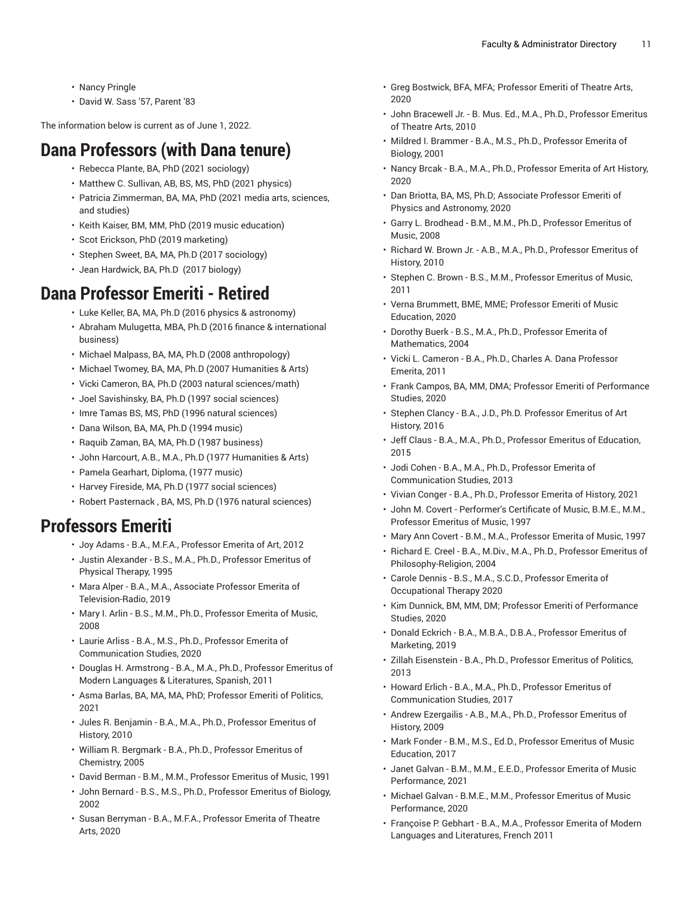- Nancy Pringle
- David W. Sass '57, Parent '83

The information below is current as of June 1, 2022.

## Dana Professors (with Dana tenure)

- Rebecca Plante, BA, PhD (2021 sociology)
- Matthew C. Sullivan, AB, BS, MS, PhD (2021 physics)
- Patricia Zimmerman, BA, MA, PhD (2021 media arts, sciences, and studies)
- Keith Kaiser, BM, MM, PhD (2019 music education)
- Scot Erickson, PhD (2019 marketing)
- Stephen Sweet, BA, MA, Ph.D (2017 sociology)
- Jean Hardwick, BA, Ph.D (2017 biology)

## Dana Professor Emeriti - Retired

- Luke Keller, BA, MA, Ph.D (2016 physics & astronomy)
- Abraham Mulugetta, MBA, Ph.D (2016 finance & international business)
- Michael Malpass, BA, MA, Ph.D (2008 anthropology)
- Michael Twomey, BA, MA, Ph.D (2007 Humanities & Arts)
- Vicki Cameron, BA, Ph.D (2003 natural sciences/math)
- Joel Savishinsky, BA, Ph.D (1997 social sciences)
- Imre Tamas BS, MS, PhD (1996 natural sciences)
- Dana Wilson, BA, MA, Ph.D (1994 music)
- Raquib Zaman, BA, MA, Ph.D (1987 business)
- John Harcourt, A.B., M.A., Ph.D (1977 Humanities & Arts)
- Pamela Gearhart, Diploma, (1977 music)
- Harvey Fireside, MA, Ph.D (1977 social sciences)
- Robert Pasternack , BA, MS, Ph.D (1976 natural sciences)

## Professors Emeriti

- Joy Adams - B.A., M.F.A., Professor Emerita of Art, 2012
- Justin Alexander - B.S., M.A., Ph.D., Professor Emeritus of Physical Therapy, 1995
- Mara Alper - B.A., M.A., Associate Professor Emerita of Television-Radio, 2019
- Mary I. Arlin - B.S., M.M., Ph.D., Professor Emerita of Music, 2008
- Laurie Arliss - B.A., M.S., Ph.D., Professor Emerita of Communication Studies, 2020
- Douglas H. Armstrong - B.A., M.A., Ph.D., Professor Emeritus of Modern Languages & Literatures, Spanish, 2011
- Asma Barlas, BA, MA, MA, PhD; Professor Emeriti of Politics, 2021
- Jules R. Benjamin - B.A., M.A., Ph.D., Professor Emeritus of History, 2010
- William R. Bergmark - B.A., Ph.D., Professor Emeritus of Chemistry, 2005
- David Berman - B.M., M.M., Professor Emeritus of Music, 1991
- John Bernard - B.S., M.S., Ph.D., Professor Emeritus of Biology, 2002
- Susan Berryman - B.A., M.F.A., Professor Emerita of Theatre Arts, 2020
- Greg Bostwick, BFA, MFA; Professor Emeriti of Theatre Arts, 2020
- John Bracewell Jr. - B. Mus. Ed., M.A., Ph.D., Professor Emeritus of Theatre Arts, 2010
- Mildred I. Brammer - B.A., M.S., Ph.D., Professor Emerita of Biology, 2001
- Nancy Brcak - B.A., M.A., Ph.D., Professor Emerita of Art History, 2020
- Dan Briotta, BA, MS, Ph.D; Associate Professor Emeriti of Physics and Astronomy, 2020
- Garry L. Brodhead - B.M., M.M., Ph.D., Professor Emeritus of Music, 2008
- Richard W. Brown Jr. - A.B., M.A., Ph.D., Professor Emeritus of History, 2010
- Stephen C. Brown - B.S., M.M., Professor Emeritus of Music, 2011
- Verna Brummett, BME, MME; Professor Emeriti of Music Education, 2020
- Dorothy Buerk - B.S., M.A., Ph.D., Professor Emerita of Mathematics, 2004
- Vicki L. Cameron - B.A., Ph.D., Charles A. Dana Professor Emerita, 2011
- Frank Campos, BA, MM, DMA; Professor Emeriti of Performance Studies, 2020
- Stephen Clancy - B.A., J.D., Ph.D. Professor Emeritus of Art History, 2016
- Jeff Claus - B.A., M.A., Ph.D., Professor Emeritus of Education, 2015
- Jodi Cohen - B.A., M.A., Ph.D., Professor Emerita of Communication Studies, 2013
- Vivian Conger - B.A., Ph.D., Professor Emerita of History, 2021
- John M. Covert - Performer's Certificate of Music, B.M.E., M.M., Professor Emeritus of Music, 1997
- Mary Ann Covert - B.M., M.A., Professor Emerita of Music, 1997
- Richard E. Creel - B.A., M.Div., M.A., Ph.D., Professor Emeritus of Philosophy-Religion, 2004
- Carole Dennis - B.S., M.A., S.C.D., Professor Emerita of Occupational Therapy 2020
- Kim Dunnick, BM, MM, DM; Professor Emeriti of Performance Studies, 2020
- Donald Eckrich - B.A., M.B.A., D.B.A., Professor Emeritus of Marketing, 2019
- Zillah Eisenstein - B.A., Ph.D., Professor Emeritus of Politics, 2013
- Howard Erlich - B.A., M.A., Ph.D., Professor Emeritus of Communication Studies, 2017
- Andrew Ezergailis - A.B., M.A., Ph.D., Professor Emeritus of History, 2009
- Mark Fonder - B.M., M.S., Ed.D., Professor Emeritus of Music Education, 2017
- Janet Galvan - B.M., M.M., E.E.D., Professor Emerita of Music Performance, 2021
- Michael Galvan - B.M.E., M.M., Professor Emeritus of Music Performance, 2020
- Françoise P. Gebhart - B.A., M.A., Professor Emerita of Modern Languages and Literatures, French 2011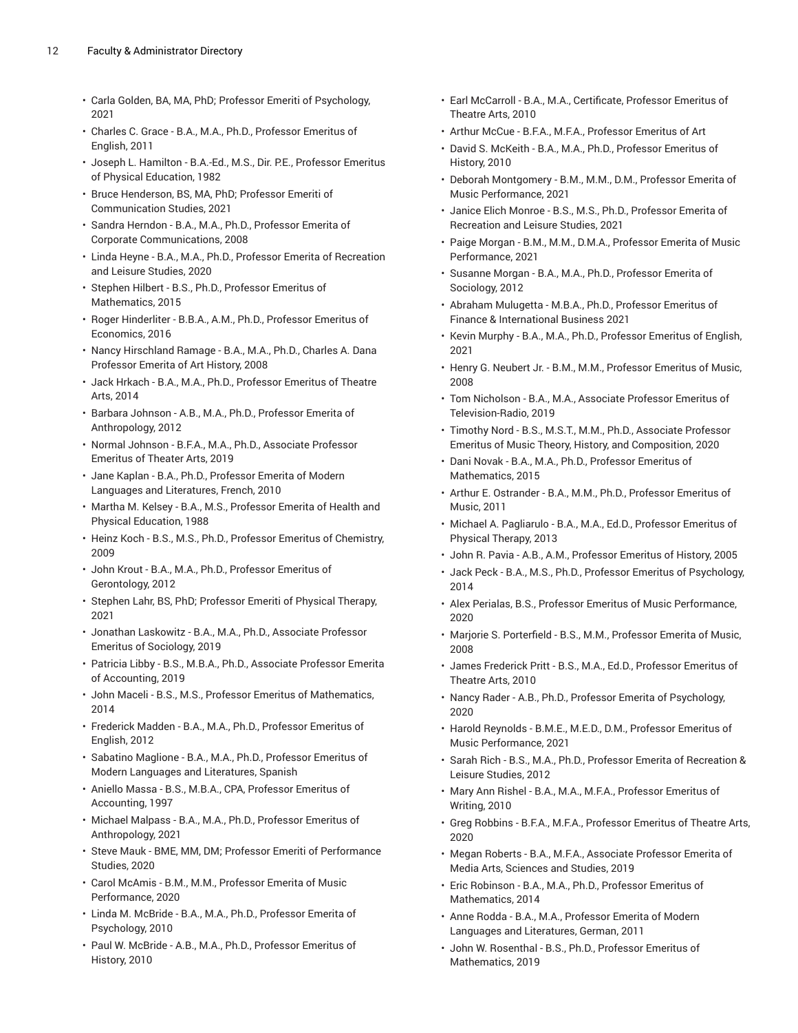- Carla Golden, BA, MA, PhD; Professor Emeriti of Psychology, 2021
- Charles C. Grace - B.A., M.A., Ph.D., Professor Emeritus of English, 2011
- Joseph L. Hamilton - B.A.-Ed., M.S., Dir. P.E., Professor Emeritus of Physical Education, 1982
- Bruce Henderson, BS, MA, PhD; Professor Emeriti of Communication Studies, 2021
- Sandra Herndon - B.A., M.A., Ph.D., Professor Emerita of Corporate Communications, 2008
- Linda Heyne - B.A., M.A., Ph.D., Professor Emerita of Recreation and Leisure Studies, 2020
- Stephen Hilbert - B.S., Ph.D., Professor Emeritus of Mathematics, 2015
- Roger Hinderliter - B.B.A., A.M., Ph.D., Professor Emeritus of Economics, 2016
- Nancy Hirschland Ramage - B.A., M.A., Ph.D., Charles A. Dana Professor Emerita of Art History, 2008
- Jack Hrkach - B.A., M.A., Ph.D., Professor Emeritus of Theatre Arts, 2014
- Barbara Johnson - A.B., M.A., Ph.D., Professor Emerita of Anthropology, 2012
- Normal Johnson - B.F.A., M.A., Ph.D., Associate Professor Emeritus of Theater Arts, 2019
- Jane Kaplan - B.A., Ph.D., Professor Emerita of Modern Languages and Literatures, French, 2010
- Martha M. Kelsey - B.A., M.S., Professor Emerita of Health and Physical Education, 1988
- Heinz Koch - B.S., M.S., Ph.D., Professor Emeritus of Chemistry, 2009
- John Krout - B.A., M.A., Ph.D., Professor Emeritus of Gerontology, 2012
- Stephen Lahr, BS, PhD; Professor Emeriti of Physical Therapy, 2021
- Jonathan Laskowitz - B.A., M.A., Ph.D., Associate Professor Emeritus of Sociology, 2019
- Patricia Libby - B.S., M.B.A., Ph.D., Associate Professor Emerita of Accounting, 2019
- John Maceli - B.S., M.S., Professor Emeritus of Mathematics, 2014
- Frederick Madden - B.A., M.A., Ph.D., Professor Emeritus of English, 2012
- Sabatino Maglione - B.A., M.A., Ph.D., Professor Emeritus of Modern Languages and Literatures, Spanish
- Aniello Massa - B.S., M.B.A., CPA, Professor Emeritus of Accounting, 1997
- Michael Malpass - B.A., M.A., Ph.D., Professor Emeritus of Anthropology, 2021
- Steve Mauk - BME, MM, DM; Professor Emeriti of Performance Studies, 2020
- Carol McAmis - B.M., M.M., Professor Emerita of Music Performance, 2020
- Linda M. McBride - B.A., M.A., Ph.D., Professor Emerita of Psychology, 2010
- Paul W. McBride - A.B., M.A., Ph.D., Professor Emeritus of History, 2010
- Earl McCarroll - B.A., M.A., Certificate, Professor Emeritus of Theatre Arts, 2010
- Arthur McCue - B.F.A., M.F.A., Professor Emeritus of Art
- David S. McKeith - B.A., M.A., Ph.D., Professor Emeritus of History, 2010
- Deborah Montgomery - B.M., M.M., D.M., Professor Emerita of Music Performance, 2021
- Janice Elich Monroe - B.S., M.S., Ph.D., Professor Emerita of Recreation and Leisure Studies, 2021
- Paige Morgan - B.M., M.M., D.M.A., Professor Emerita of Music Performance, 2021
- Susanne Morgan - B.A., M.A., Ph.D., Professor Emerita of Sociology, 2012
- Abraham Mulugetta - M.B.A., Ph.D., Professor Emeritus of Finance & International Business 2021
- Kevin Murphy - B.A., M.A., Ph.D., Professor Emeritus of English, 2021
- Henry G. Neubert Jr. - B.M., M.M., Professor Emeritus of Music, 2008
- Tom Nicholson - B.A., M.A., Associate Professor Emeritus of Television-Radio, 2019
- Timothy Nord - B.S., M.S.T., M.M., Ph.D., Associate Professor Emeritus of Music Theory, History, and Composition, 2020
- Dani Novak - B.A., M.A., Ph.D., Professor Emeritus of Mathematics, 2015
- Arthur E. Ostrander - B.A., M.M., Ph.D., Professor Emeritus of Music, 2011
- Michael A. Pagliarulo - B.A., M.A., Ed.D., Professor Emeritus of Physical Therapy, 2013
- John R. Pavia - A.B., A.M., Professor Emeritus of History, 2005
- Jack Peck - B.A., M.S., Ph.D., Professor Emeritus of Psychology, 2014
- Alex Perialas, B.S., Professor Emeritus of Music Performance, 2020
- Marjorie S. Porterfield - B.S., M.M., Professor Emerita of Music, 2008
- James Frederick Pritt - B.S., M.A., Ed.D., Professor Emeritus of Theatre Arts, 2010
- Nancy Rader - A.B., Ph.D., Professor Emerita of Psychology, 2020
- Harold Reynolds - B.M.E., M.E.D., D.M., Professor Emeritus of Music Performance, 2021
- Sarah Rich - B.S., M.A., Ph.D., Professor Emerita of Recreation & Leisure Studies, 2012
- Mary Ann Rishel - B.A., M.A., M.F.A., Professor Emeritus of Writing, 2010
- Greg Robbins - B.F.A., M.F.A., Professor Emeritus of Theatre Arts, 2020
- Megan Roberts - B.A., M.F.A., Associate Professor Emerita of Media Arts, Sciences and Studies, 2019
- Eric Robinson - B.A., M.A., Ph.D., Professor Emeritus of Mathematics, 2014
- Anne Rodda - B.A., M.A., Professor Emerita of Modern Languages and Literatures, German, 2011
- John W. Rosenthal - B.S., Ph.D., Professor Emeritus of Mathematics, 2019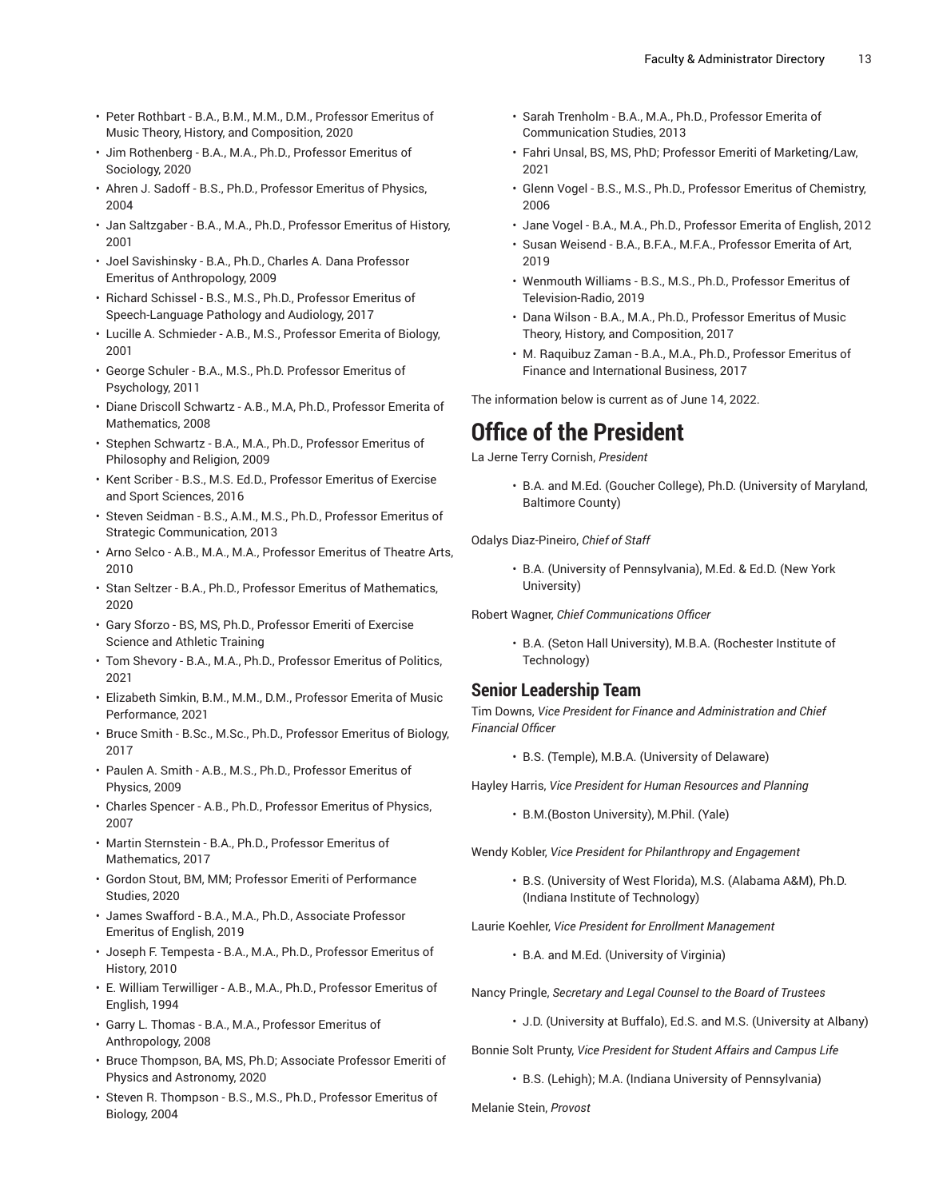- Peter Rothbart - B.A., B.M., M.M., D.M., Professor Emeritus of Music Theory, History, and Composition, 2020
- Jim Rothenberg - B.A., M.A., Ph.D., Professor Emeritus of Sociology, 2020
- Ahren J. Sadoff - B.S., Ph.D., Professor Emeritus of Physics, 2004
- Jan Saltzgaber - B.A., M.A., Ph.D., Professor Emeritus of History, 2001
- Joel Savishinsky - B.A., Ph.D., Charles A. Dana Professor Emeritus of Anthropology, 2009
- Richard Schissel - B.S., M.S., Ph.D., Professor Emeritus of Speech-Language Pathology and Audiology, 2017
- Lucille A. Schmieder - A.B., M.S., Professor Emerita of Biology, 2001
- George Schuler - B.A., M.S., Ph.D. Professor Emeritus of Psychology, 2011
- Diane Driscoll Schwartz - A.B., M.A, Ph.D., Professor Emerita of Mathematics, 2008
- Stephen Schwartz - B.A., M.A., Ph.D., Professor Emeritus of Philosophy and Religion, 2009
- Kent Scriber - B.S., M.S. Ed.D., Professor Emeritus of Exercise and Sport Sciences, 2016
- Steven Seidman - B.S., A.M., M.S., Ph.D., Professor Emeritus of Strategic Communication, 2013
- Arno Selco - A.B., M.A., M.A., Professor Emeritus of Theatre Arts, 2010
- Stan Seltzer - B.A., Ph.D., Professor Emeritus of Mathematics, 2020
- Gary Sforzo - BS, MS, Ph.D., Professor Emeriti of Exercise Science and Athletic Training
- Tom Shevory - B.A., M.A., Ph.D., Professor Emeritus of Politics, 2021
- Elizabeth Simkin, B.M., M.M., D.M., Professor Emerita of Music Performance, 2021
- Bruce Smith - B.Sc., M.Sc., Ph.D., Professor Emeritus of Biology, 2017
- Paulen A. Smith - A.B., M.S., Ph.D., Professor Emeritus of Physics, 2009
- Charles Spencer - A.B., Ph.D., Professor Emeritus of Physics, 2007
- Martin Sternstein - B.A., Ph.D., Professor Emeritus of Mathematics, 2017
- Gordon Stout, BM, MM; Professor Emeriti of Performance Studies, 2020
- James Swafford - B.A., M.A., Ph.D., Associate Professor Emeritus of English, 2019
- Joseph F. Tempesta - B.A., M.A., Ph.D., Professor Emeritus of History, 2010
- E. William Terwilliger - A.B., M.A., Ph.D., Professor Emeritus of English, 1994
- Garry L. Thomas - B.A., M.A., Professor Emeritus of Anthropology, 2008
- Bruce Thompson, BA, MS, Ph.D; Associate Professor Emeriti of Physics and Astronomy, 2020
- Steven R. Thompson - B.S., M.S., Ph.D., Professor Emeritus of Biology, 2004
- Sarah Trenholm - B.A., M.A., Ph.D., Professor Emerita of Communication Studies, 2013
- Fahri Unsal, BS, MS, PhD; Professor Emeriti of Marketing/Law, 2021
- Glenn Vogel - B.S., M.S., Ph.D., Professor Emeritus of Chemistry, 2006
- Jane Vogel - B.A., M.A., Ph.D., Professor Emerita of English, 2012
- Susan Weisend - B.A., B.F.A., M.F.A., Professor Emerita of Art, 2019
- Wenmouth Williams - B.S., M.S., Ph.D., Professor Emeritus of Television-Radio, 2019
- Dana Wilson - B.A., M.A., Ph.D., Professor Emeritus of Music Theory, History, and Composition, 2017
- M. Raquibuz Zaman - B.A., M.A., Ph.D., Professor Emeritus of Finance and International Business, 2017

The information below is current as of June 14, 2022.

# Office of the President

La Jerne Terry Cornish, *President*

- B.A. and M.Ed. (Goucher College), Ph.D. (University of Maryland, Baltimore County)

Odalys Diaz-Pineiro, *Chief of Staff*

- B.A. (University of Pennsylvania), M.Ed. & Ed.D. (New York University)

Robert Wagner, *Chief Communications Officer*

- B.A. (Seton Hall University), M.B.A. (Rochester Institute of Technology)

## Senior Leadership Team

Tim Downs, *Vice President for Finance and Administration and Chief Financial Officer*

- B.S. (Temple), M.B.A. (University of Delaware)

Hayley Harris, *Vice President for Human Resources and Planning*

- B.M.(Boston University), M.Phil. (Yale)

Wendy Kobler, *Vice President for Philanthropy and Engagement*

- B.S. (University of West Florida), M.S. (Alabama A&M), Ph.D. (Indiana Institute of Technology)

Laurie Koehler, *Vice President for Enrollment Management*

- B.A. and M.Ed. (University of Virginia)

Nancy Pringle, *Secretary and Legal Counsel to the Board of Trustees*

- J.D. (University at Buffalo), Ed.S. and M.S. (University at Albany)

Bonnie Solt Prunty, *Vice President for Student Affairs and Campus Life*

- B.S. (Lehigh); M.A. (Indiana University of Pennsylvania)

Melanie Stein, *Provost*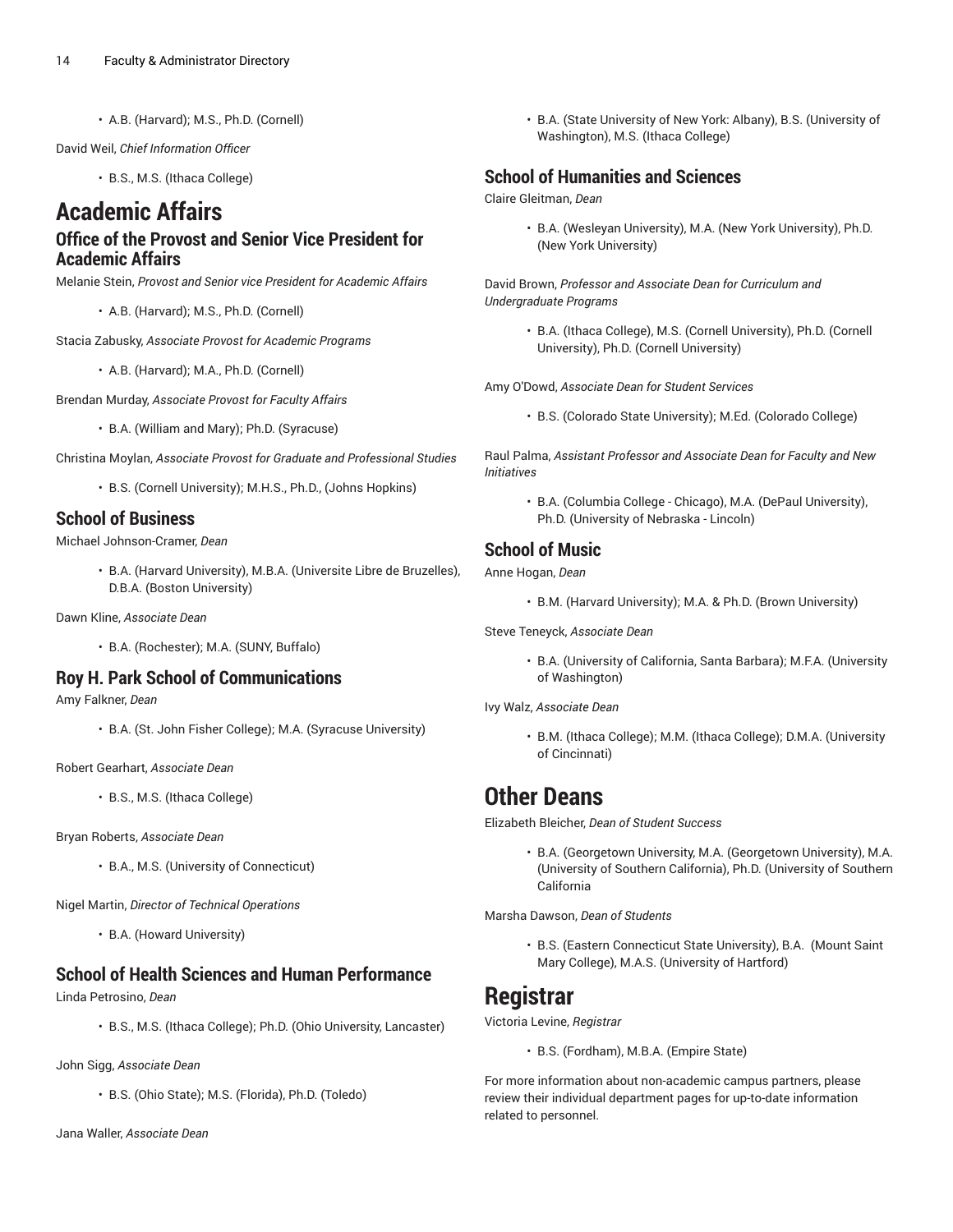- A.B. (Harvard); M.S., Ph.D. (Cornell)

David Weil, *Chief Information Officer*

- B.S., M.S. (Ithaca College)

# Academic Affairs

## Office of the Provost and Senior Vice President for Academic Affairs

Melanie Stein, *Provost and Senior vice President for Academic Affairs*

- A.B. (Harvard); M.S., Ph.D. (Cornell)

Stacia Zabusky, *Associate Provost for Academic Programs*

- A.B. (Harvard); M.A., Ph.D. (Cornell)

Brendan Murday, *Associate Provost for Faculty Affairs*

- B.A. (William and Mary); Ph.D. (Syracuse)

Christina Moylan, *Associate Provost for Graduate and Professional Studies*

- B.S. (Cornell University); M.H.S., Ph.D., (Johns Hopkins)

## School of Business

Michael Johnson-Cramer, *Dean*

- B.A. (Harvard University), M.B.A. (Universite Libre de Bruzelles), D.B.A. (Boston University)

Dawn Kline, *Associate Dean*

- B.A. (Rochester); M.A. (SUNY, Buffalo)

## Roy H. Park School of Communications

Amy Falkner, *Dean*

- B.A. (St. John Fisher College); M.A. (Syracuse University)

Robert Gearhart, *Associate Dean*

- B.S., M.S. (Ithaca College)

Bryan Roberts, *Associate Dean*

- B.A., M.S. (University of Connecticut)

Nigel Martin, *Director of Technical Operations*

- B.A. (Howard University)

## School of Health Sciences and Human Performance

Linda Petrosino, *Dean*

- B.S., M.S. (Ithaca College); Ph.D. (Ohio University, Lancaster)

John Sigg, *Associate Dean*

- B.S. (Ohio State); M.S. (Florida), Ph.D. (Toledo)

Jana Waller, *Associate Dean*

- B.A. (State University of New York: Albany), B.S. (University of Washington), M.S. (Ithaca College)

## School of Humanities and Sciences

Claire Gleitman, *Dean*

- B.A. (Wesleyan University), M.A. (New York University), Ph.D. (New York University)

David Brown, *Professor and Associate Dean for Curriculum and Undergraduate Programs*

- B.A. (Ithaca College), M.S. (Cornell University), Ph.D. (Cornell University), Ph.D. (Cornell University)

Amy O'Dowd, *Associate Dean for Student Services*

- B.S. (Colorado State University); M.Ed. (Colorado College)

Raul Palma, *Assistant Professor and Associate Dean for Faculty and New Initiatives*

- B.A. (Columbia College - Chicago), M.A. (DePaul University), Ph.D. (University of Nebraska - Lincoln)

## School of Music

Anne Hogan, *Dean*

- B.M. (Harvard University); M.A. & Ph.D. (Brown University)

Steve Teneyck, *Associate Dean*

- B.A. (University of California, Santa Barbara); M.F.A. (University of Washington)

Ivy Walz, *Associate Dean*

- B.M. (Ithaca College); M.M. (Ithaca College); D.M.A. (University of Cincinnati)

# Other Deans

Elizabeth Bleicher, *Dean of Student Success*

- B.A. (Georgetown University, M.A. (Georgetown University), M.A. (University of Southern California), Ph.D. (University of Southern California

Marsha Dawson, *Dean of Students*

- B.S. (Eastern Connecticut State University), B.A. (Mount Saint Mary College), M.A.S. (University of Hartford)

# Registrar

Victoria Levine, *Registrar*

- B.S. (Fordham), M.B.A. (Empire State)

For more information about non-academic campus partners, please review their individual department pages for up-to-date information related to personnel.